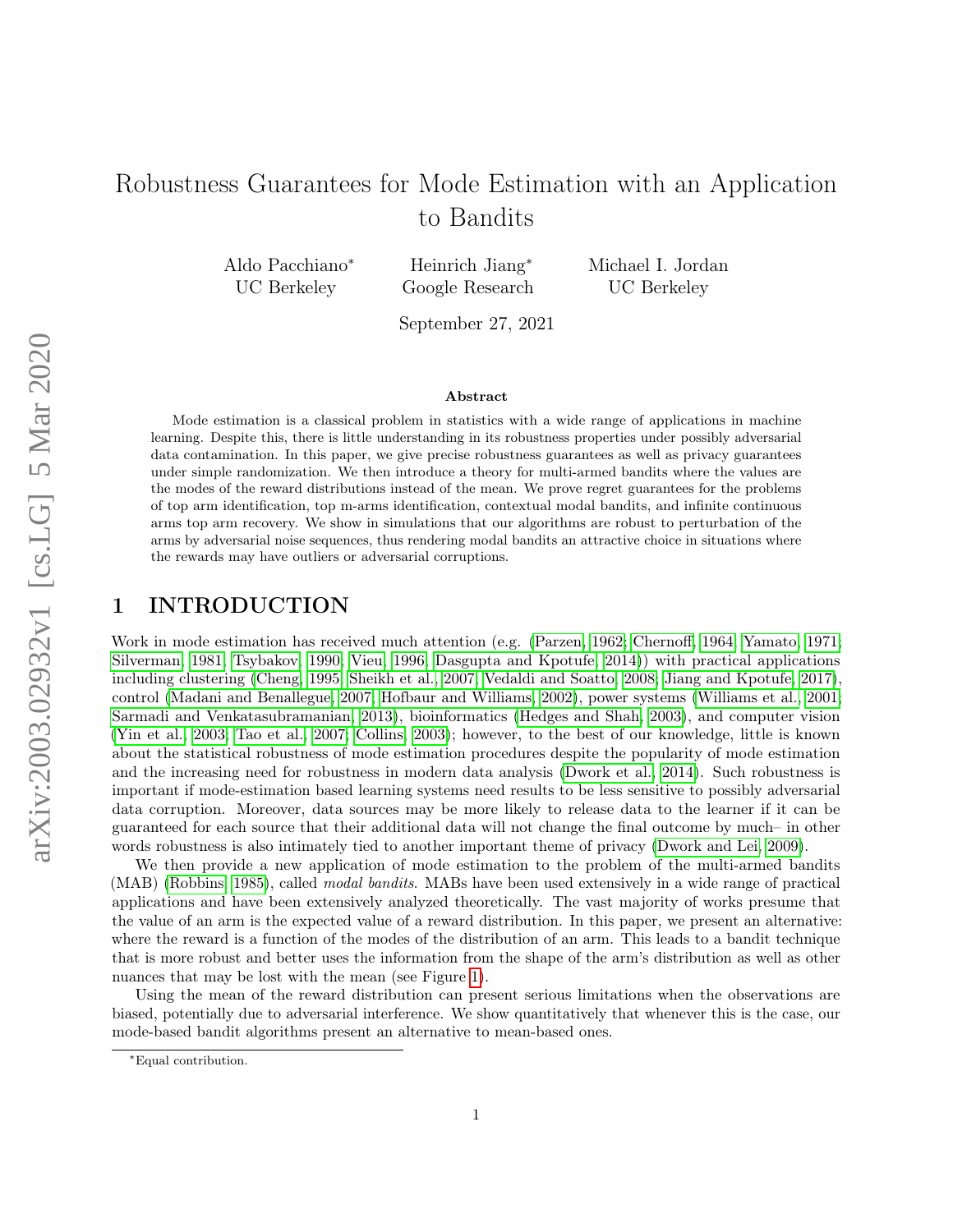# Robustness Guarantees for Mode Estimation with an Application to Bandits

Aldo Pacchiano* — UC Berkeley

Heinrich Jiang* — Google Research

Michael I. Jordan — UC Berkeley

September 27, 2021

### Abstract

Mode estimation is a classical problem in statistics with a wide range of applications in machine learning. Despite this, there is little understanding in its robustness properties under possibly adversarial data contamination. In this paper, we give precise robustness guarantees as well as privacy guarantees under simple randomization. We then introduce a theory for multi-armed bandits where the values are the modes of the reward distributions instead of the mean. We prove regret guarantees for the problems of top arm identification, top m-arms identification, contextual modal bandits, and infinite continuous arms top arm recovery. We show in simulations that our algorithms are robust to perturbation of the arms by adversarial noise sequences, thus rendering modal bandits an attractive choice in situations where the rewards may have outliers or adversarial corruptions.

## 1 INTRODUCTION

Work in mode estimation has received much attention (e.g. (Parzen, 1962; Chernoff, 1964; Yamato, 1971; Silverman, 1981; Tsybakov, 1990; Vieu, 1996; Dasgupta and Kpotufe, 2014)) with practical applications including clustering (Cheng, 1995; Sheikh et al., 2007; Vedaldi and Soatto, 2008; Jiang and Kpotufe, 2017), control (Madani and Benallegue, 2007; Hofbaur and Williams, 2002), power systems (Williams et al., 2001; Sarmadi and Venkatasubramanian, 2013), bioinformatics (Hedges and Shah, 2003), and computer vision (Yin et al., 2003; Tao et al., 2007; Collins, 2003); however, to the best of our knowledge, little is known about the statistical robustness of mode estimation procedures despite the popularity of mode estimation and the increasing need for robustness in modern data analysis (Dwork et al., 2014). Such robustness is important if mode-estimation based learning systems need results to be less sensitive to possibly adversarial data corruption. Moreover, data sources may be more likely to release data to the learner if it can be guaranteed for each source that their additional data will not change the final outcome by much– in other words robustness is also intimately tied to another important theme of privacy (Dwork and Lei, 2009).

We then provide a new application of mode estimation to the problem of the multi-armed bandits (MAB) (Robbins, 1985), called *modal bandits*. MABs have been used extensively in a wide range of practical applications and have been extensively analyzed theoretically. The vast majority of works presume that the value of an arm is the expected value of a reward distribution. In this paper, we present an alternative: where the reward is a function of the modes of the distribution of an arm. This leads to a bandit technique that is more robust and better uses the information from the shape of the arm's distribution as well as other nuances that may be lost with the mean (see Figure 1).

Using the mean of the reward distribution can present serious limitations when the observations are biased, potentially due to adversarial interference. We show quantitatively that whenever this is the case, our mode-based bandit algorithms present an alternative to mean-based ones.

*Equal contribution.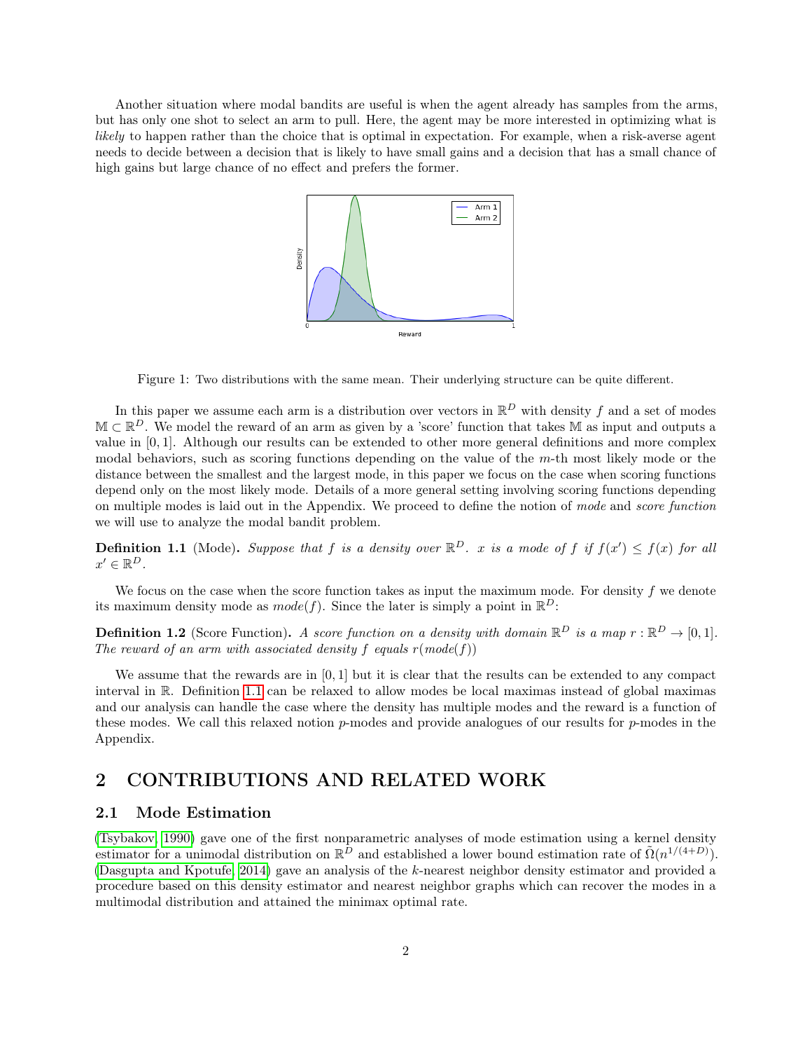Another situation where modal bandits are useful is when the agent already has samples from the arms, but has only one shot to select an arm to pull. Here, the agent may be more interested in optimizing what is *likely* to happen rather than the choice that is optimal in expectation. For example, when a risk-averse agent needs to decide between a decision that is likely to have small gains and a decision that has a small chance of high gains but large chance of no effect and prefers the former.

Figure 1: Two distributions with the same mean. Their underlying structure can be quite different.

In this paper we assume each arm is a distribution over vectors in $\mathbb{R}^D$ with density $f$ and a set of modes $\mathbb{M} \subset \mathbb{R}^D$. We model the reward of an arm as given by a 'score' function that takes $\mathbb{M}$ as input and outputs a value in $[0, 1]$. Although our results can be extended to other more general definitions and more complex modal behaviors, such as scoring functions depending on the value of the $m$-th most likely mode or the distance between the smallest and the largest mode, in this paper we focus on the case when scoring functions depend only on the most likely mode. Details of a more general setting involving scoring functions depending on multiple modes is laid out in the Appendix. We proceed to define the notion of *mode* and *score function* we will use to analyze the modal bandit problem.

**Definition 1.1** (Mode)**.** *Suppose that $f$ is a density over $\mathbb{R}^D$. $x$ is a mode of $f$ if $f(x') \leq f(x)$ for all $x' \in \mathbb{R}^D$.*

We focus on the case when the score function takes as input the maximum mode. For density $f$ we denote its maximum density mode as $mode(f)$. Since the later is simply a point in $\mathbb{R}^D$:

**Definition 1.2** (Score Function)**.** *A score function on a density with domain $\mathbb{R}^D$ is a map $r : \mathbb{R}^D \to [0, 1]$. The reward of an arm with associated density $f$ equals $r(mode(f))$*

We assume that the rewards are in $[0, 1]$ but it is clear that the results can be extended to any compact interval in $\mathbb{R}$. Definition 1.1 can be relaxed to allow modes be local maximas instead of global maximas and our analysis can handle the case where the density has multiple modes and the reward is a function of these modes. We call this relaxed notion $p$-modes and provide analogues of our results for $p$-modes in the Appendix.

# 2 CONTRIBUTIONS AND RELATED WORK

## 2.1 Mode Estimation

(Tsybakov, 1990) gave one of the first nonparametric analyses of mode estimation using a kernel density estimator for a unimodal distribution on $\mathbb{R}^D$ and established a lower bound estimation rate of $\tilde{\Omega}(n^{1/(4+D)})$. (Dasgupta and Kpotufe, 2014) gave an analysis of the $k$-nearest neighbor density estimator and provided a procedure based on this density estimator and nearest neighbor graphs which can recover the modes in a multimodal distribution and attained the minimax optimal rate.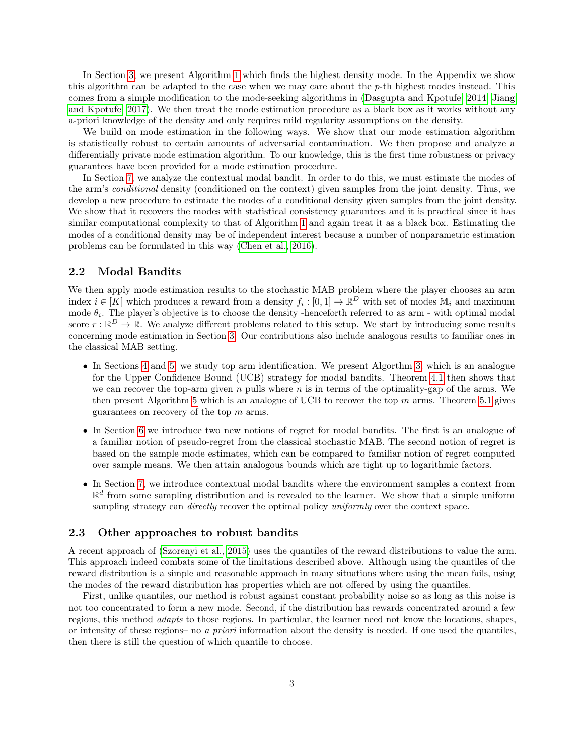In Section 3, we present Algorithm 1 which finds the highest density mode. In the Appendix we show this algorithm can be adapted to the case when we may care about the $p$-th highest modes instead. This comes from a simple modification to the mode-seeking algorithms in (Dasgupta and Kpotufe, 2014; Jiang and Kpotufe, 2017). We then treat the mode estimation procedure as a black box as it works without any a-priori knowledge of the density and only requires mild regularity assumptions on the density.

We build on mode estimation in the following ways. We show that our mode estimation algorithm is statistically robust to certain amounts of adversarial contamination. We then propose and analyze a differentially private mode estimation algorithm. To our knowledge, this is the first time robustness or privacy guarantees have been provided for a mode estimation procedure.

In Section 7, we analyze the contextual modal bandit. In order to do this, we must estimate the modes of the arm's *conditional* density (conditioned on the context) given samples from the joint density. Thus, we develop a new procedure to estimate the modes of a conditional density given samples from the joint density. We show that it recovers the modes with statistical consistency guarantees and it is practical since it has similar computational complexity to that of Algorithm 1 and again treat it as a black box. Estimating the modes of a conditional density may be of independent interest because a number of nonparametric estimation problems can be formulated in this way (Chen et al., 2016).

## 2.2 Modal Bandits

We then apply mode estimation results to the stochastic MAB problem where the player chooses an arm index $i \in [K]$ which produces a reward from a density $f_i : [0, 1] \to \mathbb{R}^D$ with set of modes $\mathbb{M}_i$ and maximum mode $\theta_i$. The player's objective is to choose the density -henceforth referred to as arm - with optimal modal score $r : \mathbb{R}^D \to \mathbb{R}$. We analyze different problems related to this setup. We start by introducing some results concerning mode estimation in Section 3. Our contributions also include analogous results to familiar ones in the classical MAB setting.

- In Sections 4 and 5, we study top arm identification. We present Algorthm 3, which is an analogue for the Upper Confidence Bound (UCB) strategy for modal bandits. Theorem 4.1 then shows that we can recover the top-arm given $n$ pulls where $n$ is in terms of the optimality-gap of the arms. We then present Algorithm 5 which is an analogue of UCB to recover the top $m$ arms. Theorem 5.1 gives guarantees on recovery of the top $m$ arms.
- In Section 6 we introduce two new notions of regret for modal bandits. The first is an analogue of a familiar notion of pseudo-regret from the classical stochastic MAB. The second notion of regret is based on the sample mode estimates, which can be compared to familiar notion of regret computed over sample means. We then attain analogous bounds which are tight up to logarithmic factors.
- In Section 7, we introduce contextual modal bandits where the environment samples a context from $\mathbb{R}^d$ from some sampling distribution and is revealed to the learner. We show that a simple uniform sampling strategy can *directly* recover the optimal policy *uniformly* over the context space.

## 2.3 Other approaches to robust bandits

A recent approach of (Szorenyi et al., 2015) uses the quantiles of the reward distributions to value the arm. This approach indeed combats some of the limitations described above. Although using the quantiles of the reward distribution is a simple and reasonable approach in many situations where using the mean fails, using the modes of the reward distribution has properties which are not offered by using the quantiles.

First, unlike quantiles, our method is robust against constant probability noise so as long as this noise is not too concentrated to form a new mode. Second, if the distribution has rewards concentrated around a few regions, this method *adapts* to those regions. In particular, the learner need not know the locations, shapes, or intensity of these regions– no *a priori* information about the density is needed. If one used the quantiles, then there is still the question of which quantile to choose.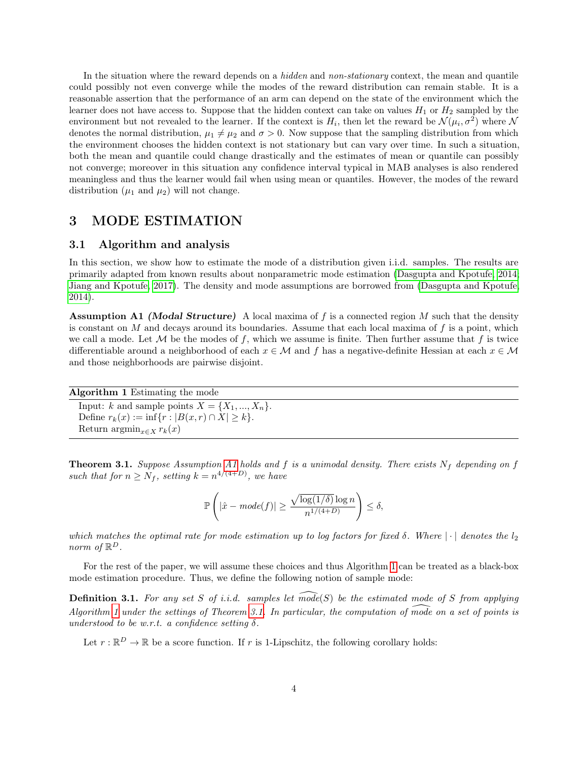In the situation where the reward depends on a *hidden* and *non-stationary* context, the mean and quantile could possibly not even converge while the modes of the reward distribution can remain stable. It is a reasonable assertion that the performance of an arm can depend on the state of the environment which the learner does not have access to. Suppose that the hidden context can take on values $H_1$ or $H_2$ sampled by the environment but not revealed to the learner. If the context is $H_i$, then let the reward be $\mathcal{N}(\mu_i, \sigma^2)$ where $\mathcal{N}$ denotes the normal distribution, $\mu_1 \neq \mu_2$ and $\sigma > 0$. Now suppose that the sampling distribution from which the environment chooses the hidden context is not stationary but can vary over time. In such a situation, both the mean and quantile could change drastically and the estimates of mean or quantile can possibly not converge; moreover in this situation any confidence interval typical in MAB analyses is also rendered meaningless and thus the learner would fail when using mean or quantiles. However, the modes of the reward distribution ($\mu_1$ and $\mu_2$) will not change.

# 3 MODE ESTIMATION

## 3.1 Algorithm and analysis

In this section, we show how to estimate the mode of a distribution given i.i.d. samples. The results are primarily adapted from known results about nonparametric mode estimation (Dasgupta and Kpotufe, 2014; Jiang and Kpotufe, 2017). The density and mode assumptions are borrowed from (Dasgupta and Kpotufe, 2014).

**Assumption A1** ***(Modal Structure)*** A local maxima of $f$ is a connected region $M$ such that the density is constant on $M$ and decays around its boundaries. Assume that each local maxima of $f$ is a point, which we call a mode. Let $\mathcal{M}$ be the modes of $f$, which we assume is finite. Then further assume that $f$ is twice differentiable around a neighborhood of each $x \in \mathcal{M}$ and $f$ has a negative-definite Hessian at each $x \in \mathcal{M}$ and those neighborhoods are pairwise disjoint.

**Algorithm 1** Estimating the mode

Input: $k$ and sample points $X = \{X_1, ..., X_n\}$.
Define $r_k(x) := \inf\{r : |B(x, r) \cap X| \geq k\}$.
Return $\text{argmin}_{x \in X} r_k(x)$

**Theorem 3.1.** *Suppose Assumption A1 holds and $f$ is a unimodal density. There exists $N_f$ depending on $f$ such that for $n \geq N_f$, setting $k = n^{4/(4+D)}$, we have*

$$\mathbb{P}\left(|\hat{x} - mode(f)| \geq \frac{\sqrt{\log(1/\delta)}\log n}{n^{1/(4+D)}}\right) \leq \delta,$$

*which matches the optimal rate for mode estimation up to log factors for fixed $\delta$. Where $|\cdot|$ denotes the $l_2$ norm of $\mathbb{R}^D$.*

For the rest of the paper, we will assume these choices and thus Algorithm 1 can be treated as a black-box mode estimation procedure. Thus, we define the following notion of sample mode:

**Definition 3.1.** *For any set $S$ of i.i.d. samples let $\widehat{mode}(S)$ be the estimated mode of $S$ from applying Algorithm 1 under the settings of Theorem 3.1. In particular, the computation of $\widehat{mode}$ on a set of points is understood to be w.r.t. a confidence setting $\delta$.*

Let $r : \mathbb{R}^D \to \mathbb{R}$ be a score function. If $r$ is 1-Lipschitz, the following corollary holds: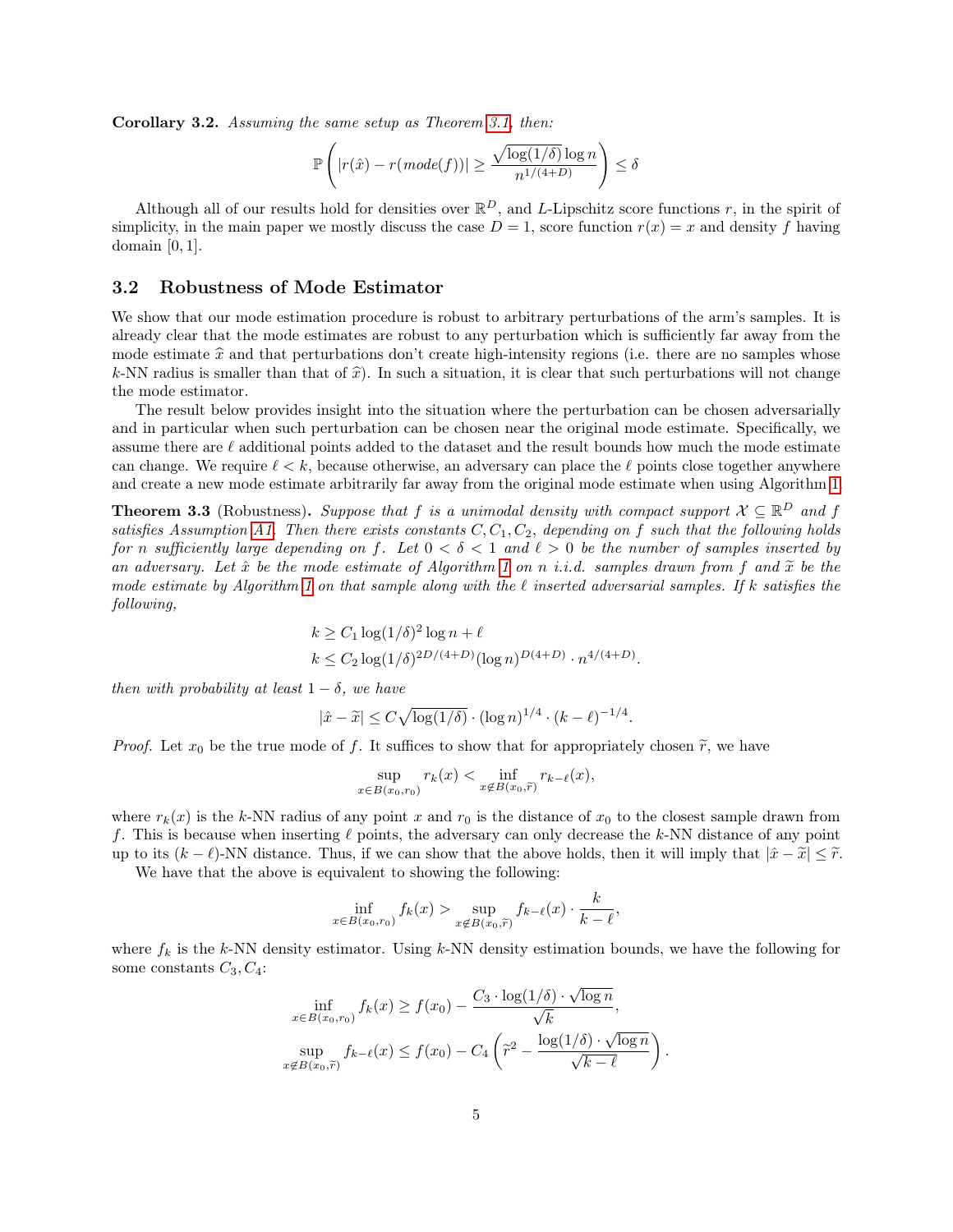**Corollary 3.2.** *Assuming the same setup as Theorem 3.1, then:*

$$\mathbb{P}\left(|r(\hat{x}) - r(mode(f))| \geq \frac{\sqrt{\log(1/\delta)}\log n}{n^{1/(4+D)}}\right) \leq \delta$$

Although all of our results hold for densities over $\mathbb{R}^D$, and $L$-Lipschitz score functions $r$, in the spirit of simplicity, in the main paper we mostly discuss the case $D = 1$, score function $r(x) = x$ and density $f$ having domain $[0, 1]$.

## 3.2 Robustness of Mode Estimator

We show that our mode estimation procedure is robust to arbitrary perturbations of the arm's samples. It is already clear that the mode estimates are robust to any perturbation which is sufficiently far away from the mode estimate $\widehat{x}$ and that perturbations don't create high-intensity regions (i.e. there are no samples whose $k$-NN radius is smaller than that of $\widehat{x}$). In such a situation, it is clear that such perturbations will not change the mode estimator.

The result below provides insight into the situation where the perturbation can be chosen adversarially and in particular when such perturbation can be chosen near the original mode estimate. Specifically, we assume there are $\ell$ additional points added to the dataset and the result bounds how much the mode estimate can change. We require $\ell < k$, because otherwise, an adversary can place the $\ell$ points close together anywhere and create a new mode estimate arbitrarily far away from the original mode estimate when using Algorithm 1.

**Theorem 3.3** (Robustness)**.** *Suppose that $f$ is a unimodal density with compact support $\mathcal{X} \subseteq \mathbb{R}^D$ and $f$ satisfies Assumption A1. Then there exists constants $C, C_1, C_2$, depending on $f$ such that the following holds for $n$ sufficiently large depending on $f$. Let $0 < \delta < 1$ and $\ell > 0$ be the number of samples inserted by an adversary. Let $\hat{x}$ be the mode estimate of Algorithm 1 on $n$ i.i.d. samples drawn from $f$ and $\widetilde{x}$ be the mode estimate by Algorithm 1 on that sample along with the $\ell$ inserted adversarial samples. If $k$ satisfies the following,*

$$k \geq C_1 \log(1/\delta)^2 \log n + \ell$$
$$k \leq C_2 \log(1/\delta)^{2D/(4+D)} (\log n)^{D(4+D)} \cdot n^{4/(4+D)}.$$

*then with probability at least $1 - \delta$, we have*

$$|\hat{x} - \widetilde{x}| \leq C\sqrt{\log(1/\delta)} \cdot (\log n)^{1/4} \cdot (k - \ell)^{-1/4}.$$

*Proof.* Let $x_0$ be the true mode of $f$. It suffices to show that for appropriately chosen $\widetilde{r}$, we have

$$\sup_{x \in B(x_0, r_0)} r_k(x) < \inf_{x \notin B(x_0, \widetilde{r})} r_{k-\ell}(x),$$

where $r_k(x)$ is the $k$-NN radius of any point $x$ and $r_0$ is the distance of $x_0$ to the closest sample drawn from $f$. This is because when inserting $\ell$ points, the adversary can only decrease the $k$-NN distance of any point up to its $(k - \ell)$-NN distance. Thus, if we can show that the above holds, then it will imply that $|\hat{x} - \widetilde{x}| \leq \widetilde{r}$.

We have that the above is equivalent to showing the following:

$$\inf_{x \in B(x_0, r_0)} f_k(x) > \sup_{x \notin B(x_0, \widetilde{r})} f_{k-\ell}(x) \cdot \frac{k}{k - \ell},$$

where $f_k$ is the $k$-NN density estimator. Using $k$-NN density estimation bounds, we have the following for some constants $C_3, C_4$:

$$\inf_{x \in B(x_0, r_0)} f_k(x) \geq f(x_0) - \frac{C_3 \cdot \log(1/\delta) \cdot \sqrt{\log n}}{\sqrt{k}},$$
$$\sup_{x \notin B(x_0, \widetilde{r})} f_{k-\ell}(x) \leq f(x_0) - C_4\left(\widetilde{r}^2 - \frac{\log(1/\delta) \cdot \sqrt{\log n}}{\sqrt{k - \ell}}\right).$$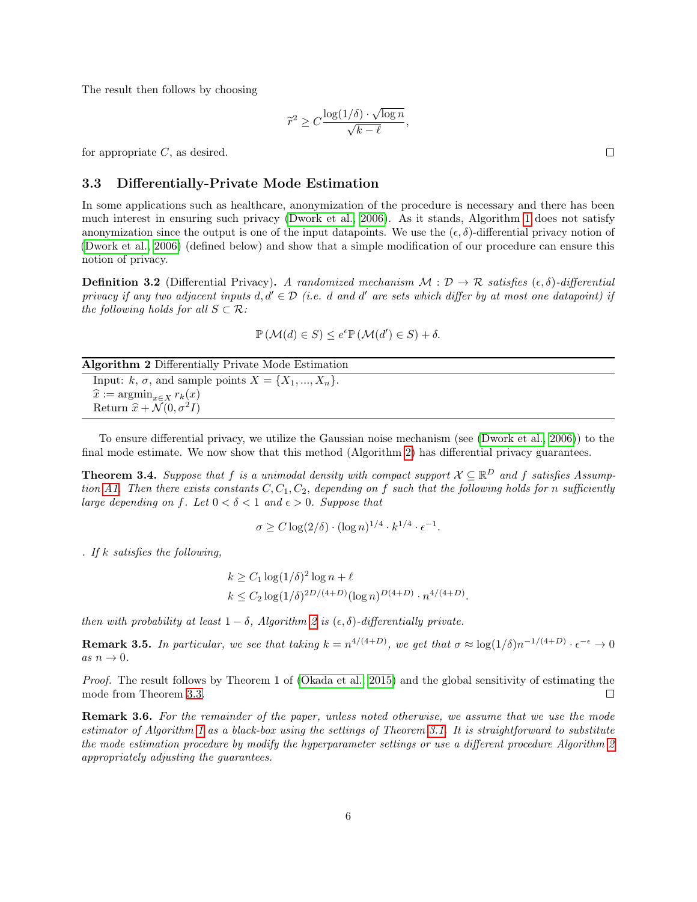The result then follows by choosing

$$\widetilde{r}^2 \geq C \frac{\log(1/\delta) \cdot \sqrt{\log n}}{\sqrt{k - \ell}},$$

for appropriate $C$, as desired. $\square$

### 3.3 Differentially-Private Mode Estimation

In some applications such as healthcare, anonymization of the procedure is necessary and there has been much interest in ensuring such privacy (Dwork et al., 2006). As it stands, Algorithm 1 does not satisfy anonymization since the output is one of the input datapoints. We use the $(\epsilon, \delta)$-differential privacy notion of (Dwork et al., 2006) (defined below) and show that a simple modification of our procedure can ensure this notion of privacy.

**Definition 3.2** (Differential Privacy)**.** *A randomized mechanism $\mathcal{M} : \mathcal{D} \to \mathcal{R}$ satisfies $(\epsilon, \delta)$-differential privacy if any two adjacent inputs $d, d' \in \mathcal{D}$ (i.e. $d$ and $d'$ are sets which differ by at most one datapoint) if the following holds for all $S \subset \mathcal{R}$:*

$$\mathbb{P}\left(\mathcal{M}(d) \in S\right) \leq e^{\epsilon} \mathbb{P}\left(\mathcal{M}(d') \in S\right) + \delta.$$

**Algorithm 2** Differentially Private Mode Estimation

```
Input: k, σ, and sample points X = {X_1, ..., X_n}.
x̂ := argmin_{x∈X} r_k(x)
Return x̂ + N(0, σ²I)
```

To ensure differential privacy, we utilize the Gaussian noise mechanism (see (Dwork et al., 2006)) to the final mode estimate. We now show that this method (Algorithm 2) has differential privacy guarantees.

**Theorem 3.4.** *Suppose that $f$ is a unimodal density with compact support $\mathcal{X} \subseteq \mathbb{R}^D$ and $f$ satisfies Assumption A1. Then there exists constants $C, C_1, C_2$, depending on $f$ such that the following holds for $n$ sufficiently large depending on $f$. Let $0 < \delta < 1$ and $\epsilon > 0$. Suppose that*

$$\sigma \geq C \log(2/\delta) \cdot (\log n)^{1/4} \cdot k^{1/4} \cdot \epsilon^{-1}.$$

*. If $k$ satisfies the following,*

$$k \geq C_1 \log(1/\delta)^2 \log n + \ell$$
$$k \leq C_2 \log(1/\delta)^{2D/(4+D)} (\log n)^{D(4+D)} \cdot n^{4/(4+D)}.$$

*then with probability at least $1 - \delta$, Algorithm 2 is $(\epsilon, \delta)$-differentially private.*

**Remark 3.5.** *In particular, we see that taking $k = n^{4/(4+D)}$, we get that $\sigma \approx \log(1/\delta) n^{-1/(4+D)} \cdot \epsilon^{-\epsilon} \to 0$ as $n \to 0$.*

*Proof.* The result follows by Theorem 1 of (Okada et al., 2015) and the global sensitivity of estimating the mode from Theorem 3.3. $\square$

**Remark 3.6.** *For the remainder of the paper, unless noted otherwise, we assume that we use the mode estimator of Algorithm 1 as a black-box using the settings of Theorem 3.1. It is straightforward to substitute the mode estimation procedure by modify the hyperparameter settings or use a different procedure Algorithm 2 appropriately adjusting the guarantees.*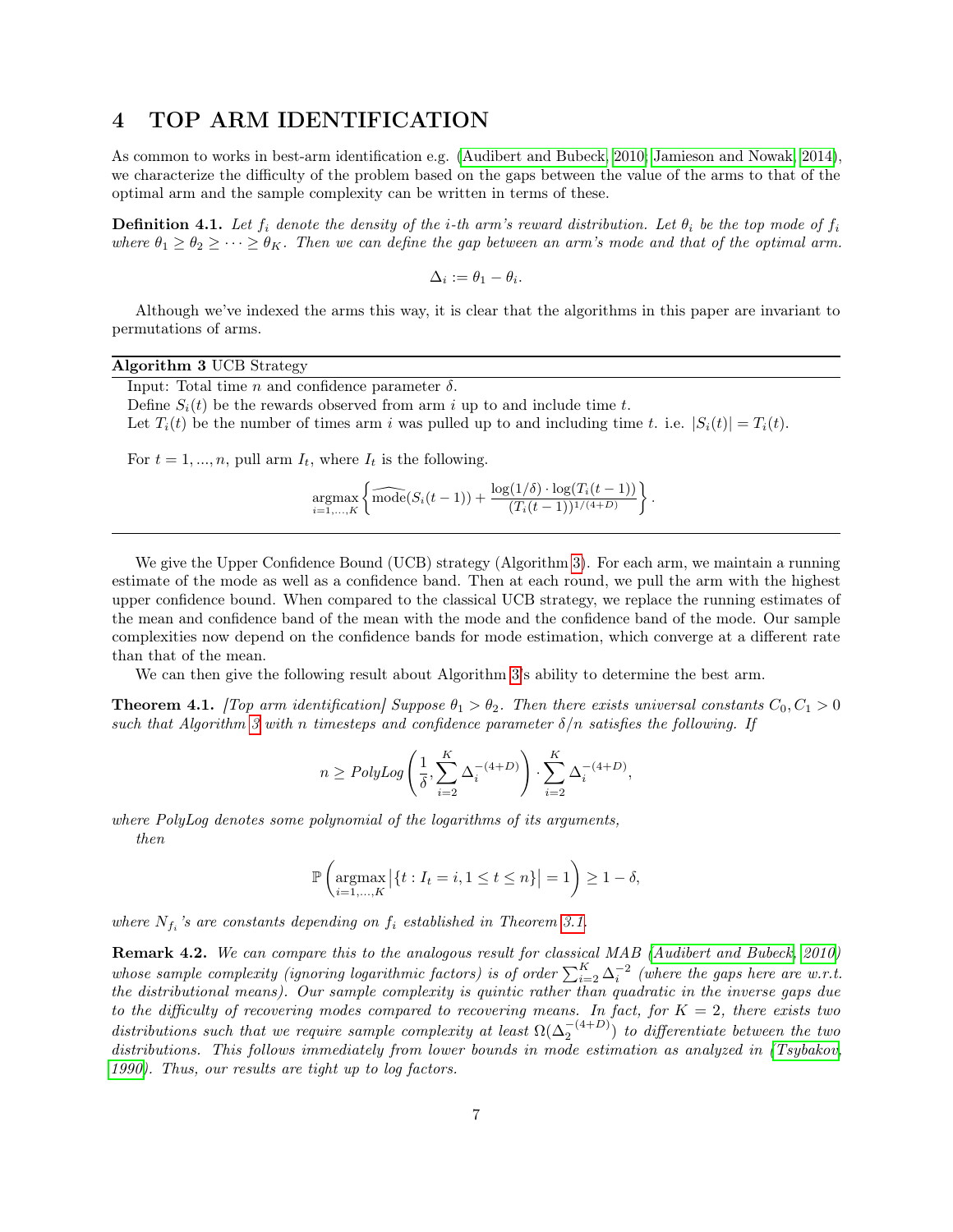# 4 TOP ARM IDENTIFICATION

As common to works in best-arm identification e.g. (Audibert and Bubeck, 2010; Jamieson and Nowak, 2014), we characterize the difficulty of the problem based on the gaps between the value of the arms to that of the optimal arm and the sample complexity can be written in terms of these.

**Definition 4.1.** *Let $f_i$ denote the density of the i-th arm's reward distribution. Let $\theta_i$ be the top mode of $f_i$ where $\theta_1 \geq \theta_2 \geq \cdots \geq \theta_K$. Then we can define the gap between an arm's mode and that of the optimal arm.*

$$\Delta_i := \theta_1 - \theta_i.$$

Although we've indexed the arms this way, it is clear that the algorithms in this paper are invariant to permutations of arms.

---

**Algorithm 3** UCB Strategy

Input: Total time $n$ and confidence parameter $\delta$.
Define $S_i(t)$ be the rewards observed from arm $i$ up to and include time $t$.
Let $T_i(t)$ be the number of times arm $i$ was pulled up to and including time $t$. i.e. $|S_i(t)| = T_i(t)$.

For $t = 1, ..., n$, pull arm $I_t$, where $I_t$ is the following.

$$\underset{i=1,...,K}{\text{argmax}} \left\{ \widehat{\text{mode}}(S_i(t-1)) + \frac{\log(1/\delta) \cdot \log(T_i(t-1))}{(T_i(t-1))^{1/(4+D)}} \right\}.$$

---

We give the Upper Confidence Bound (UCB) strategy (Algorithm 3). For each arm, we maintain a running estimate of the mode as well as a confidence band. Then at each round, we pull the arm with the highest upper confidence bound. When compared to the classical UCB strategy, we replace the running estimates of the mean and confidence band of the mean with the mode and the confidence band of the mode. Our sample complexities now depend on the confidence bands for mode estimation, which converge at a different rate than that of the mean.

We can then give the following result about Algorithm 3's ability to determine the best arm.

**Theorem 4.1.** *[Top arm identification] Suppose $\theta_1 > \theta_2$. Then there exists universal constants $C_0, C_1 > 0$ such that Algorithm 3 with $n$ timesteps and confidence parameter $\delta/n$ satisfies the following. If*

$$n \geq \textit{PolyLog}\left(\frac{1}{\delta}, \sum_{i=2}^{K} \Delta_i^{-(4+D)}\right) \cdot \sum_{i=2}^{K} \Delta_i^{-(4+D)},$$

*where PolyLog denotes some polynomial of the logarithms of its arguments,*

*then*

$$\mathbb{P}\left(\underset{i=1,...,K}{\text{argmax}} \left|\{t : I_t = i, 1 \leq t \leq n\}\right| = 1\right) \geq 1 - \delta,$$

*where $N_{f_i}$'s are constants depending on $f_i$ established in Theorem 3.1.*

**Remark 4.2.** *We can compare this to the analogous result for classical MAB (Audibert and Bubeck, 2010) whose sample complexity (ignoring logarithmic factors) is of order $\sum_{i=2}^{K} \Delta_i^{-2}$ (where the gaps here are w.r.t. the distributional means). Our sample complexity is quintic rather than quadratic in the inverse gaps due to the difficulty of recovering modes compared to recovering means. In fact, for $K = 2$, there exists two distributions such that we require sample complexity at least $\Omega(\Delta_2^{-(4+D)})$ to differentiate between the two distributions. This follows immediately from lower bounds in mode estimation as analyzed in (Tsybakov, 1990). Thus, our results are tight up to log factors.*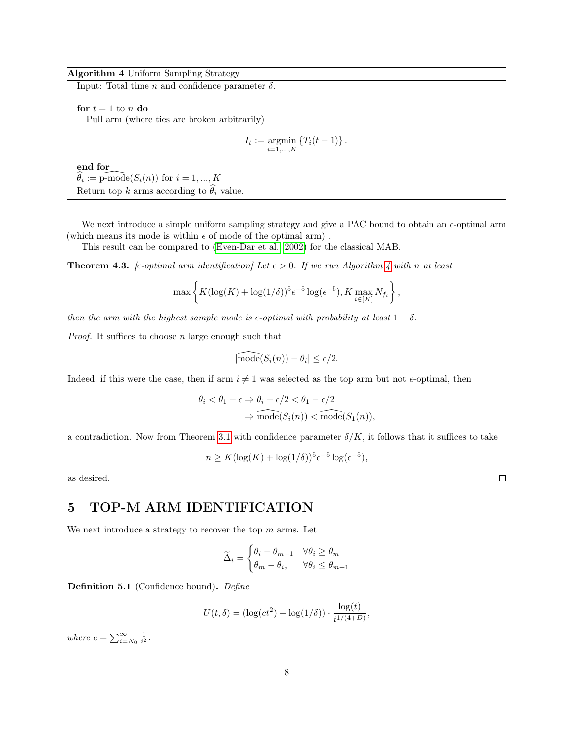**Algorithm 4** Uniform Sampling Strategy

Input: Total time $n$ and confidence parameter $\delta$.

**for** $t = 1$ to $n$ **do**

Pull arm (where ties are broken arbitrarily)

$$I_t := \underset{i=1,...,K}{\operatorname{argmin}} \{T_i(t-1)\}.$$

**end for**

$\widehat{\theta}_i := \widehat{\text{p-mode}}(S_i(n))$ for $i = 1, ..., K$

Return top $k$ arms according to $\widehat{\theta}_i$ value.

---

We next introduce a simple uniform sampling strategy and give a PAC bound to obtain an $\epsilon$-optimal arm (which means its mode is within $\epsilon$ of mode of the optimal arm) .

This result can be compared to (Even-Dar et al., 2002) for the classical MAB.

**Theorem 4.3.** *[$\epsilon$-optimal arm identification] Let $\epsilon > 0$. If we run Algorithm 4 with $n$ at least*

$$\max\left\{K(\log(K) + \log(1/\delta))^5 \epsilon^{-5} \log(\epsilon^{-5}), K \max_{i \in [K]} N_{f_i}\right\},$$

*then the arm with the highest sample mode is $\epsilon$-optimal with probability at least $1 - \delta$.*

*Proof.* It suffices to choose $n$ large enough such that

$$|\widehat{\text{mode}}(S_i(n)) - \theta_i| \leq \epsilon/2.$$

Indeed, if this were the case, then if arm $i \neq 1$ was selected as the top arm but not $\epsilon$-optimal, then

$$\begin{aligned}
\theta_i < \theta_1 - \epsilon &\Rightarrow \theta_i + \epsilon/2 < \theta_1 - \epsilon/2 \\
&\Rightarrow \widehat{\text{mode}}(S_i(n)) < \widehat{\text{mode}}(S_1(n)),
\end{aligned}$$

a contradiction. Now from Theorem 3.1 with confidence parameter $\delta/K$, it follows that it suffices to take

$$n \geq K(\log(K) + \log(1/\delta))^5 \epsilon^{-5} \log(\epsilon^{-5}),$$

as desired. □

# 5 TOP-M ARM IDENTIFICATION

We next introduce a strategy to recover the top $m$ arms. Let

$$\widetilde{\Delta}_i = \begin{cases} \theta_i - \theta_{m+1} & \forall \theta_i \geq \theta_m \\ \theta_m - \theta_i, & \forall \theta_i \leq \theta_{m+1} \end{cases}$$

**Definition 5.1** (Confidence bound)**.** *Define*

$$U(t, \delta) = (\log(ct^2) + \log(1/\delta)) \cdot \frac{\log(t)}{t^{1/(4+D)}},$$

*where $c = \sum_{i=N_0}^{\infty} \frac{1}{i^2}$.*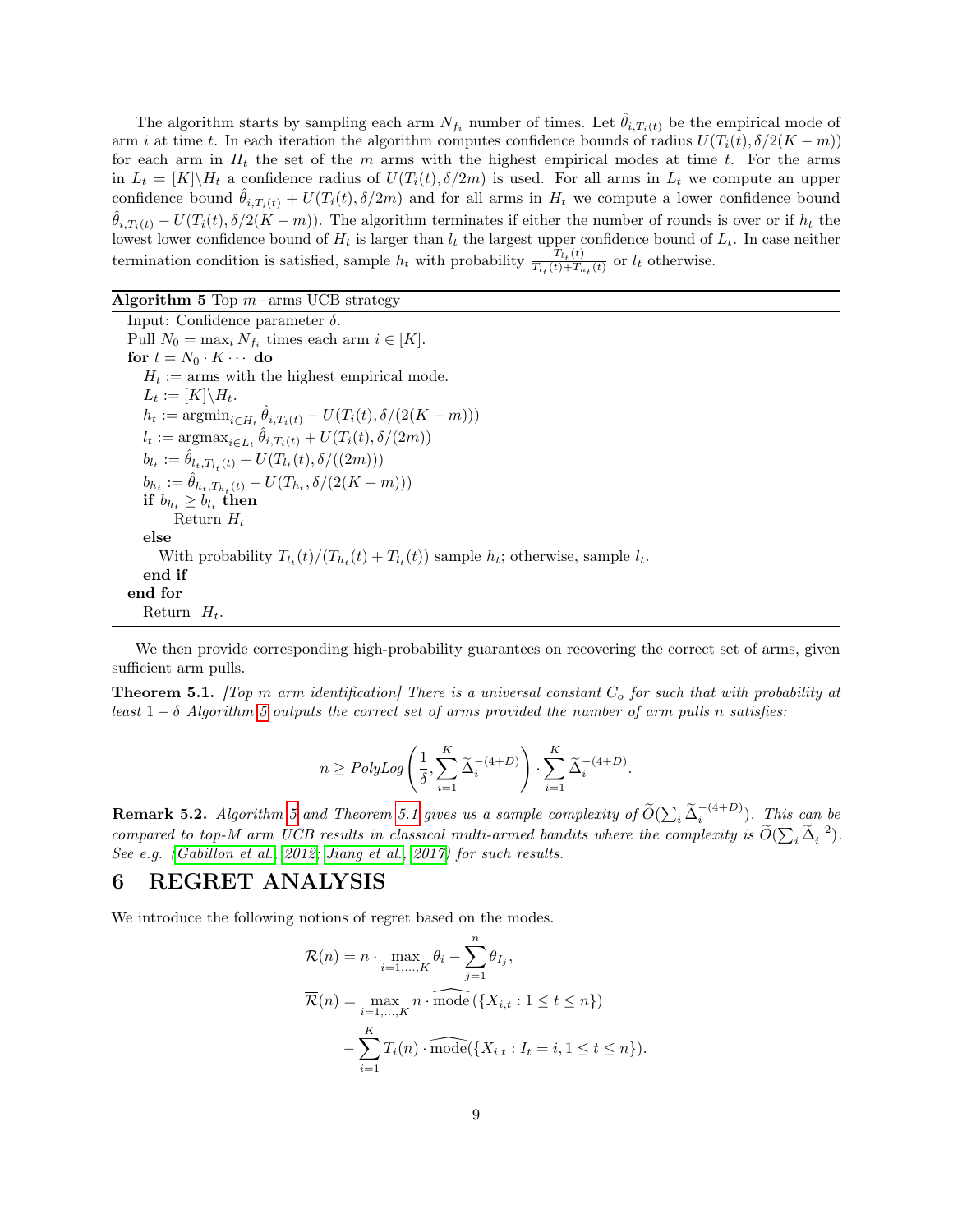The algorithm starts by sampling each arm $N_{f_i}$ number of times. Let $\hat{\theta}_{i,T_i(t)}$ be the empirical mode of arm $i$ at time $t$. In each iteration the algorithm computes confidence bounds of radius $U(T_i(t), \delta/2(K-m))$ for each arm in $H_t$ the set of the $m$ arms with the highest empirical modes at time $t$. For the arms in $L_t = [K]\backslash H_t$ a confidence radius of $U(T_i(t), \delta/2m)$ is used. For all arms in $L_t$ we compute an upper confidence bound $\hat{\theta}_{i,T_i(t)} + U(T_i(t), \delta/2m)$ and for all arms in $H_t$ we compute a lower confidence bound $\hat{\theta}_{i,T_i(t)} - U(T_i(t), \delta/2(K-m))$. The algorithm terminates if either the number of rounds is over or if $h_t$ the lowest lower confidence bound of $H_t$ is larger than $l_t$ the largest upper confidence bound of $L_t$. In case neither termination condition is satisfied, sample $h_t$ with probability $\frac{T_{l_t}(t)}{T_{l_t}(t)+T_{h_t}(t)}$ or $l_t$ otherwise.

**Algorithm 5** Top $m-$arms UCB strategy

```
Input: Confidence parameter δ.
Pull N_0 = max_i N_{f_i} times each arm i ∈ [K].
for t = N_0 · K ··· do
   H_t := arms with the highest empirical mode.
   L_t := [K]\H_t.
   h_t := argmin_{i∈H_t} θ̂_{i,T_i(t)} − U(T_i(t), δ/(2(K−m)))
   l_t := argmax_{i∈L_t} θ̂_{i,T_i(t)} + U(T_i(t), δ/(2m))
   b_{l_t} := θ̂_{l_t,T_{l_t}(t)} + U(T_{l_t}(t), δ/((2m)))
   b_{h_t} := θ̂_{h_t,T_{h_t}(t)} − U(T_{h_t}, δ/(2(K−m)))
   if b_{h_t} ≥ b_{l_t} then
       Return H_t
   else
      With probability T_{l_t}(t)/(T_{h_t}(t) + T_{l_t}(t)) sample h_t; otherwise, sample l_t.
   end if
end for
   Return H_t.
```

We then provide corresponding high-probability guarantees on recovering the correct set of arms, given sufficient arm pulls.

**Theorem 5.1.** *[Top m arm identification] There is a universal constant $C_o$ for such that with probability at least $1-\delta$ Algorithm 5 outputs the correct set of arms provided the number of arm pulls $n$ satisfies:*

$$n \geq PolyLog\left(\frac{1}{\delta}, \sum_{i=1}^{K} \widetilde{\Delta}_i^{-(4+D)}\right) \cdot \sum_{i=1}^{K} \widetilde{\Delta}_i^{-(4+D)}.$$

**Remark 5.2.** *Algorithm 5 and Theorem 5.1 gives us a sample complexity of $\widetilde{O}(\sum_i \widetilde{\Delta}_i^{-(4+D)})$. This can be compared to top-M arm UCB results in classical multi-armed bandits where the complexity is $\widetilde{O}(\sum_i \widetilde{\Delta}_i^{-2})$. See e.g. (Gabillon et al., 2012; Jiang et al., 2017) for such results.*

# 6 REGRET ANALYSIS

We introduce the following notions of regret based on the modes.

$$\mathcal{R}(n) = n \cdot \max_{i=1,\ldots,K} \theta_i - \sum_{j=1}^{n} \theta_{I_j},$$

$$\overline{\mathcal{R}}(n) = \max_{i=1,\ldots,K} n \cdot \widehat{\text{mode}}\left(\{X_{i,t} : 1 \leq t \leq n\}\right) - \sum_{i=1}^{K} T_i(n) \cdot \widehat{\text{mode}}(\{X_{i,t} : I_t = i, 1 \leq t \leq n\}).$$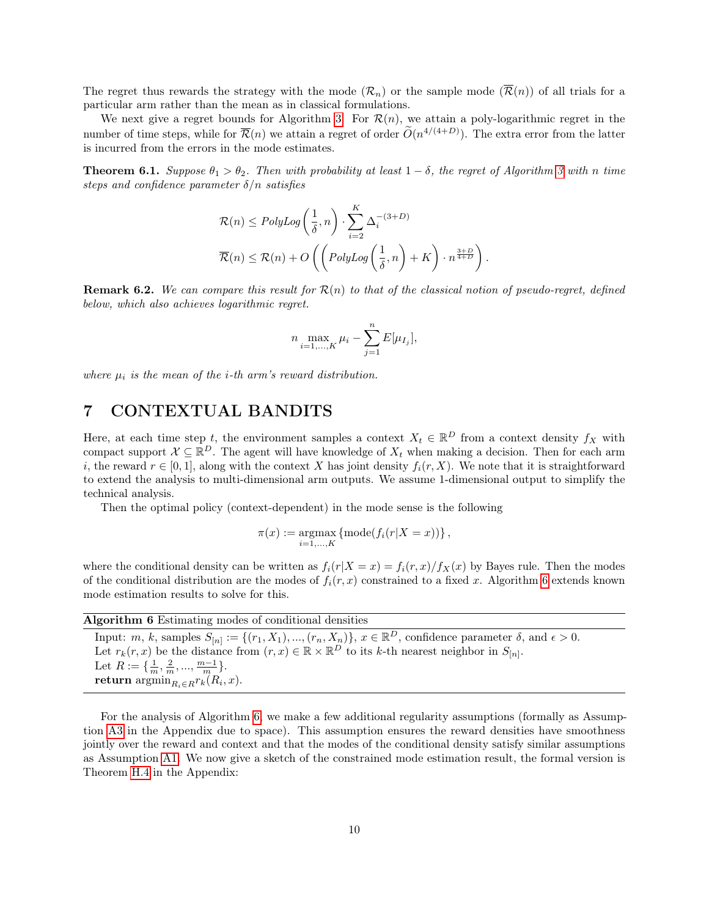The regret thus rewards the strategy with the mode ($\mathcal{R}_n$) or the sample mode ($\overline{\mathcal{R}}(n)$) of all trials for a particular arm rather than the mean as in classical formulations.

We next give a regret bounds for Algorithm 3. For $\mathcal{R}(n)$, we attain a poly-logarithmic regret in the number of time steps, while for $\overline{\mathcal{R}}(n)$ we attain a regret of order $\widetilde{O}(n^{4/(4+D)})$. The extra error from the latter is incurred from the errors in the mode estimates.

**Theorem 6.1.** *Suppose $\theta_1 > \theta_2$. Then with probability at least $1-\delta$, the regret of Algorithm 3 with $n$ time steps and confidence parameter $\delta/n$ satisfies*

$$\mathcal{R}(n) \leq PolyLog\left(\frac{1}{\delta}, n\right) \cdot \sum_{i=2}^{K} \Delta_i^{-(3+D)}$$

$$\overline{\mathcal{R}}(n) \leq \mathcal{R}(n) + O\left(\left(PolyLog\left(\frac{1}{\delta}, n\right) + K\right) \cdot n^{\frac{3+D}{4+D}}\right).$$

**Remark 6.2.** *We can compare this result for $\mathcal{R}(n)$ to that of the classical notion of pseudo-regret, defined below, which also achieves logarithmic regret.*

$$n \max_{i=1,\ldots,K} \mu_i - \sum_{j=1}^{n} E[\mu_{I_j}],$$

*where $\mu_i$ is the mean of the $i$-th arm's reward distribution.*

# 7 CONTEXTUAL BANDITS

Here, at each time step $t$, the environment samples a context $X_t \in \mathbb{R}^D$ from a context density $f_X$ with compact support $\mathcal{X} \subseteq \mathbb{R}^D$. The agent will have knowledge of $X_t$ when making a decision. Then for each arm $i$, the reward $r \in [0,1]$, along with the context $X$ has joint density $f_i(r, X)$. We note that it is straightforward to extend the analysis to multi-dimensional arm outputs. We assume 1-dimensional output to simplify the technical analysis.

Then the optimal policy (context-dependent) in the mode sense is the following

$$\pi(x) := \operatorname*{argmax}_{i=1,\ldots,K} \{\text{mode}(f_i(r|X=x))\},$$

where the conditional density can be written as $f_i(r|X=x) = f_i(r,x)/f_X(x)$ by Bayes rule. Then the modes of the conditional distribution are the modes of $f_i(r,x)$ constrained to a fixed $x$. Algorithm 6 extends known mode estimation results to solve for this.

**Algorithm 6** Estimating modes of conditional densities

Input: $m$, $k$, samples $S_{[n]} := \{(r_1, X_1), \ldots, (r_n, X_n)\}$, $x \in \mathbb{R}^D$, confidence parameter $\delta$, and $\epsilon > 0$.
Let $r_k(r, x)$ be the distance from $(r, x) \in \mathbb{R} \times \mathbb{R}^D$ to its $k$-th nearest neighbor in $S_{[n]}$.
Let $R := \{\frac{1}{m}, \frac{2}{m}, \ldots, \frac{m-1}{m}\}$.
**return** $\operatorname{argmin}_{R_i \in R} r_k(R_i, x)$.

For the analysis of Algorithm 6, we make a few additional regularity assumptions (formally as Assumption A3 in the Appendix due to space). This assumption ensures the reward densities have smoothness jointly over the reward and context and that the modes of the conditional density satisfy similar assumptions as Assumption A1. We now give a sketch of the constrained mode estimation result, the formal version is Theorem H.4 in the Appendix: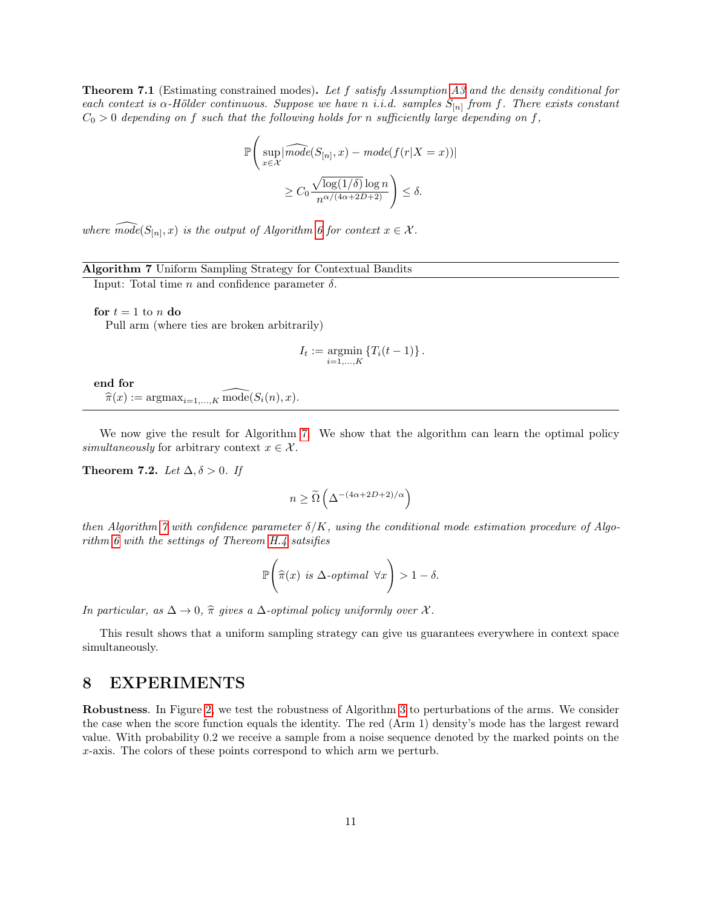**Theorem 7.1** (Estimating constrained modes)**.** *Let $f$ satisfy Assumption A3 and the density conditional for each context is $\alpha$-Hölder continuous. Suppose we have $n$ i.i.d. samples $S_{[n]}$ from $f$. There exists constant $C_0 > 0$ depending on $f$ such that the following holds for $n$ sufficiently large depending on $f$,*

$$\mathbb{P}\left( \sup_{x \in \mathcal{X}} |\widehat{mode}(S_{[n]}, x) - mode(f(r|X = x))| \geq C_0 \frac{\sqrt{\log(1/\delta)} \log n}{n^{\alpha/(4\alpha+2D+2)}} \right) \leq \delta.$$

*where $\widehat{mode}(S_{[n]}, x)$ is the output of Algorithm 6 for context $x \in \mathcal{X}$.*

---

**Algorithm 7** Uniform Sampling Strategy for Contextual Bandits

Input: Total time $n$ and confidence parameter $\delta$.

**for** $t = 1$ to $n$ **do**
  Pull arm (where ties are broken arbitrarily)

$$I_t := \operatorname*{argmin}_{i=1,\ldots,K} \{T_i(t-1)\}.$$

**end for**
$\widehat{\pi}(x) := \operatorname{argmax}_{i=1,\ldots,K} \widehat{\text{mode}}(S_i(n), x)$.

---

We now give the result for Algorithm 7. We show that the algorithm can learn the optimal policy *simultaneously* for arbitrary context $x \in \mathcal{X}$.

**Theorem 7.2.** *Let $\Delta, \delta > 0$. If*

$$n \geq \widetilde{\Omega}\left(\Delta^{-(4\alpha+2D+2)/\alpha}\right)$$

*then Algorithm 7 with confidence parameter $\delta/K$, using the conditional mode estimation procedure of Algorithm 6 with the settings of Thereom H.4 satsifies*

$$\mathbb{P}\left( \widehat{\pi}(x) \text{ is } \Delta\text{-optimal } \forall x \right) > 1 - \delta.$$

*In particular, as $\Delta \to 0$, $\widehat{\pi}$ gives a $\Delta$-optimal policy uniformly over $\mathcal{X}$.*

This result shows that a uniform sampling strategy can give us guarantees everywhere in context space simultaneously.

# 8 EXPERIMENTS

**Robustness**. In Figure 2, we test the robustness of Algorithm 3 to perturbations of the arms. We consider the case when the score function equals the identity. The red (Arm 1) density's mode has the largest reward value. With probability 0.2 we receive a sample from a noise sequence denoted by the marked points on the $x$-axis. The colors of these points correspond to which arm we perturb.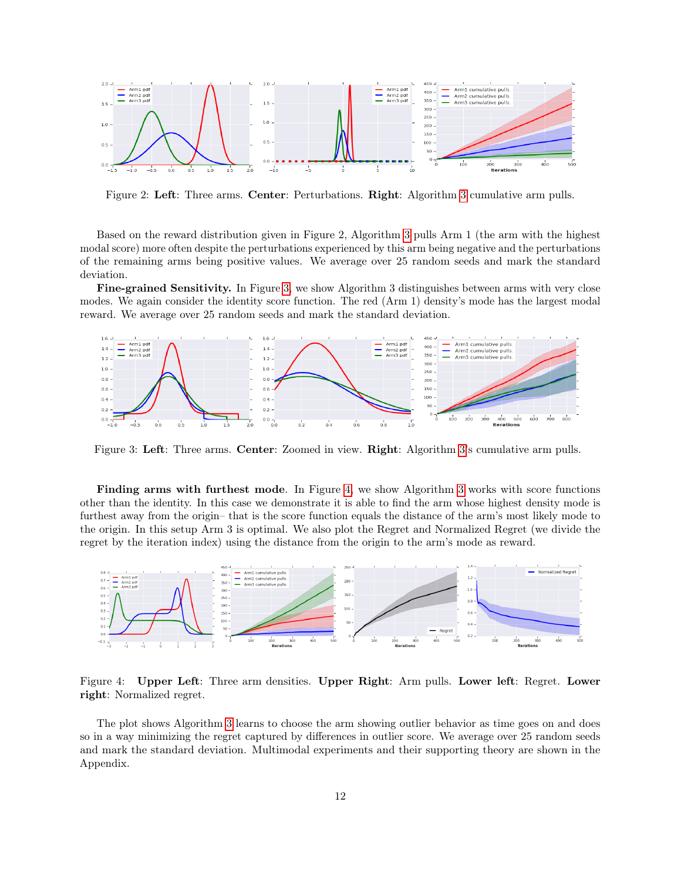Figure 2: **Left**: Three arms. **Center**: Perturbations. **Right**: Algorithm 3 cumulative arm pulls.

Based on the reward distribution given in Figure 2, Algorithm 3 pulls Arm 1 (the arm with the highest modal score) more often despite the perturbations experienced by this arm being negative and the perturbations of the remaining arms being positive values. We average over 25 random seeds and mark the standard deviation.

**Fine-grained Sensitivity.** In Figure 3, we show Algorithm 3 distinguishes between arms with very close modes. We again consider the identity score function. The red (Arm 1) density's mode has the largest modal reward. We average over 25 random seeds and mark the standard deviation.

Figure 3: **Left**: Three arms. **Center**: Zoomed in view. **Right**: Algorithm 3's cumulative arm pulls.

**Finding arms with furthest mode**. In Figure 4, we show Algorithm 3 works with score functions other than the identity. In this case we demonstrate it is able to find the arm whose highest density mode is furthest away from the origin– that is the score function equals the distance of the arm's most likely mode to the origin. In this setup Arm 3 is optimal. We also plot the Regret and Normalized Regret (we divide the regret by the iteration index) using the distance from the origin to the arm's mode as reward.

Figure 4: **Upper Left**: Three arm densities. **Upper Right**: Arm pulls. **Lower left**: Regret. **Lower right**: Normalized regret.

The plot shows Algorithm 3 learns to choose the arm showing outlier behavior as time goes on and does so in a way minimizing the regret captured by differences in outlier score. We average over 25 random seeds and mark the standard deviation. Multimodal experiments and their supporting theory are shown in the Appendix.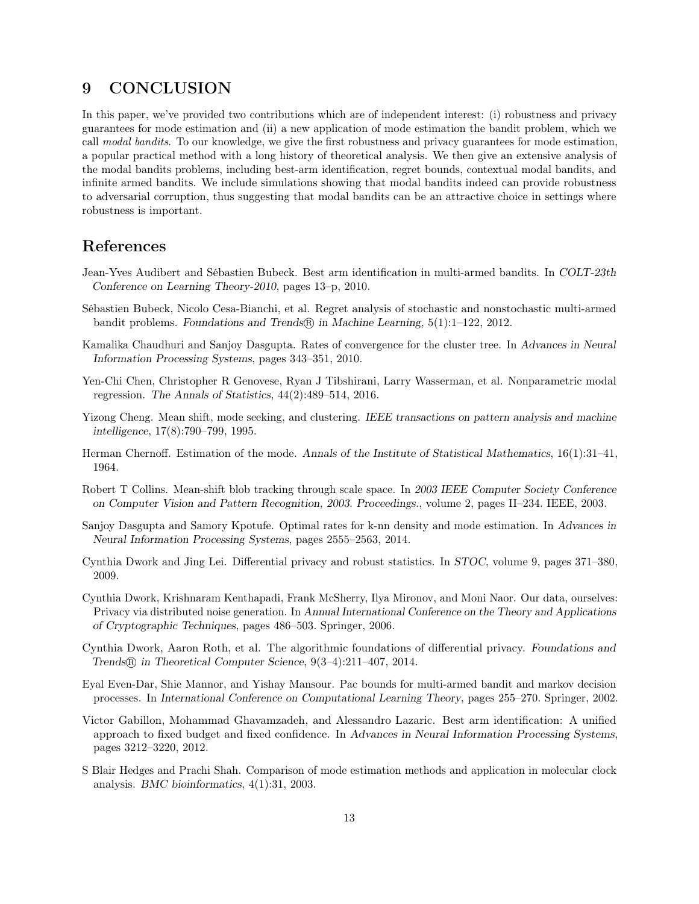# 9 CONCLUSION

In this paper, we've provided two contributions which are of independent interest: (i) robustness and privacy guarantees for mode estimation and (ii) a new application of mode estimation the bandit problem, which we call *modal bandits*. To our knowledge, we give the first robustness and privacy guarantees for mode estimation, a popular practical method with a long history of theoretical analysis. We then give an extensive analysis of the modal bandits problems, including best-arm identification, regret bounds, contextual modal bandits, and infinite armed bandits. We include simulations showing that modal bandits indeed can provide robustness to adversarial corruption, thus suggesting that modal bandits can be an attractive choice in settings where robustness is important.

## References

Jean-Yves Audibert and Sébastien Bubeck. Best arm identification in multi-armed bandits. In *COLT-23th Conference on Learning Theory-2010*, pages 13–p, 2010.

Sébastien Bubeck, Nicolo Cesa-Bianchi, et al. Regret analysis of stochastic and nonstochastic multi-armed bandit problems. *Foundations and Trends® in Machine Learning*, 5(1):1–122, 2012.

Kamalika Chaudhuri and Sanjoy Dasgupta. Rates of convergence for the cluster tree. In *Advances in Neural Information Processing Systems*, pages 343–351, 2010.

Yen-Chi Chen, Christopher R Genovese, Ryan J Tibshirani, Larry Wasserman, et al. Nonparametric modal regression. *The Annals of Statistics*, 44(2):489–514, 2016.

Yizong Cheng. Mean shift, mode seeking, and clustering. *IEEE transactions on pattern analysis and machine intelligence*, 17(8):790–799, 1995.

Herman Chernoff. Estimation of the mode. *Annals of the Institute of Statistical Mathematics*, 16(1):31–41, 1964.

Robert T Collins. Mean-shift blob tracking through scale space. In *2003 IEEE Computer Society Conference on Computer Vision and Pattern Recognition, 2003. Proceedings.*, volume 2, pages II–234. IEEE, 2003.

Sanjoy Dasgupta and Samory Kpotufe. Optimal rates for k-nn density and mode estimation. In *Advances in Neural Information Processing Systems*, pages 2555–2563, 2014.

Cynthia Dwork and Jing Lei. Differential privacy and robust statistics. In *STOC*, volume 9, pages 371–380, 2009.

Cynthia Dwork, Krishnaram Kenthapadi, Frank McSherry, Ilya Mironov, and Moni Naor. Our data, ourselves: Privacy via distributed noise generation. In *Annual International Conference on the Theory and Applications of Cryptographic Techniques*, pages 486–503. Springer, 2006.

Cynthia Dwork, Aaron Roth, et al. The algorithmic foundations of differential privacy. *Foundations and Trends® in Theoretical Computer Science*, 9(3–4):211–407, 2014.

Eyal Even-Dar, Shie Mannor, and Yishay Mansour. Pac bounds for multi-armed bandit and markov decision processes. In *International Conference on Computational Learning Theory*, pages 255–270. Springer, 2002.

Victor Gabillon, Mohammad Ghavamzadeh, and Alessandro Lazaric. Best arm identification: A unified approach to fixed budget and fixed confidence. In *Advances in Neural Information Processing Systems*, pages 3212–3220, 2012.

S Blair Hedges and Prachi Shah. Comparison of mode estimation methods and application in molecular clock analysis. *BMC bioinformatics*, 4(1):31, 2003.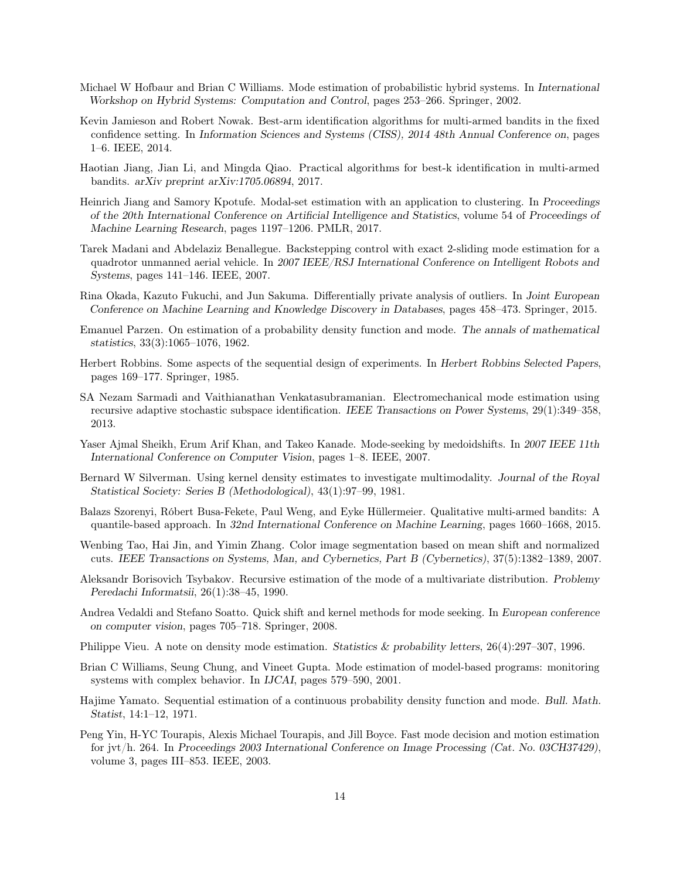Michael W Hofbaur and Brian C Williams. Mode estimation of probabilistic hybrid systems. In *International Workshop on Hybrid Systems: Computation and Control*, pages 253–266. Springer, 2002.

Kevin Jamieson and Robert Nowak. Best-arm identification algorithms for multi-armed bandits in the fixed confidence setting. In *Information Sciences and Systems (CISS), 2014 48th Annual Conference on*, pages 1–6. IEEE, 2014.

Haotian Jiang, Jian Li, and Mingda Qiao. Practical algorithms for best-k identification in multi-armed bandits. *arXiv preprint arXiv:1705.06894*, 2017.

Heinrich Jiang and Samory Kpotufe. Modal-set estimation with an application to clustering. In *Proceedings of the 20th International Conference on Artificial Intelligence and Statistics*, volume 54 of *Proceedings of Machine Learning Research*, pages 1197–1206. PMLR, 2017.

Tarek Madani and Abdelaziz Benallegue. Backstepping control with exact 2-sliding mode estimation for a quadrotor unmanned aerial vehicle. In *2007 IEEE/RSJ International Conference on Intelligent Robots and Systems*, pages 141–146. IEEE, 2007.

Rina Okada, Kazuto Fukuchi, and Jun Sakuma. Differentially private analysis of outliers. In *Joint European Conference on Machine Learning and Knowledge Discovery in Databases*, pages 458–473. Springer, 2015.

Emanuel Parzen. On estimation of a probability density function and mode. *The annals of mathematical statistics*, 33(3):1065–1076, 1962.

Herbert Robbins. Some aspects of the sequential design of experiments. In *Herbert Robbins Selected Papers*, pages 169–177. Springer, 1985.

SA Nezam Sarmadi and Vaithianathan Venkatasubramanian. Electromechanical mode estimation using recursive adaptive stochastic subspace identification. *IEEE Transactions on Power Systems*, 29(1):349–358, 2013.

Yaser Ajmal Sheikh, Erum Arif Khan, and Takeo Kanade. Mode-seeking by medoidshifts. In *2007 IEEE 11th International Conference on Computer Vision*, pages 1–8. IEEE, 2007.

Bernard W Silverman. Using kernel density estimates to investigate multimodality. *Journal of the Royal Statistical Society: Series B (Methodological)*, 43(1):97–99, 1981.

Balazs Szorenyi, Róbert Busa-Fekete, Paul Weng, and Eyke Hüllermeier. Qualitative multi-armed bandits: A quantile-based approach. In *32nd International Conference on Machine Learning*, pages 1660–1668, 2015.

Wenbing Tao, Hai Jin, and Yimin Zhang. Color image segmentation based on mean shift and normalized cuts. *IEEE Transactions on Systems, Man, and Cybernetics, Part B (Cybernetics)*, 37(5):1382–1389, 2007.

Aleksandr Borisovich Tsybakov. Recursive estimation of the mode of a multivariate distribution. *Problemy Peredachi Informatsii*, 26(1):38–45, 1990.

Andrea Vedaldi and Stefano Soatto. Quick shift and kernel methods for mode seeking. In *European conference on computer vision*, pages 705–718. Springer, 2008.

Philippe Vieu. A note on density mode estimation. *Statistics & probability letters*, 26(4):297–307, 1996.

Brian C Williams, Seung Chung, and Vineet Gupta. Mode estimation of model-based programs: monitoring systems with complex behavior. In *IJCAI*, pages 579–590, 2001.

Hajime Yamato. Sequential estimation of a continuous probability density function and mode. *Bull. Math. Statist*, 14:1–12, 1971.

Peng Yin, H-YC Tourapis, Alexis Michael Tourapis, and Jill Boyce. Fast mode decision and motion estimation for jvt/h. 264. In *Proceedings 2003 International Conference on Image Processing (Cat. No. 03CH37429)*, volume 3, pages III–853. IEEE, 2003.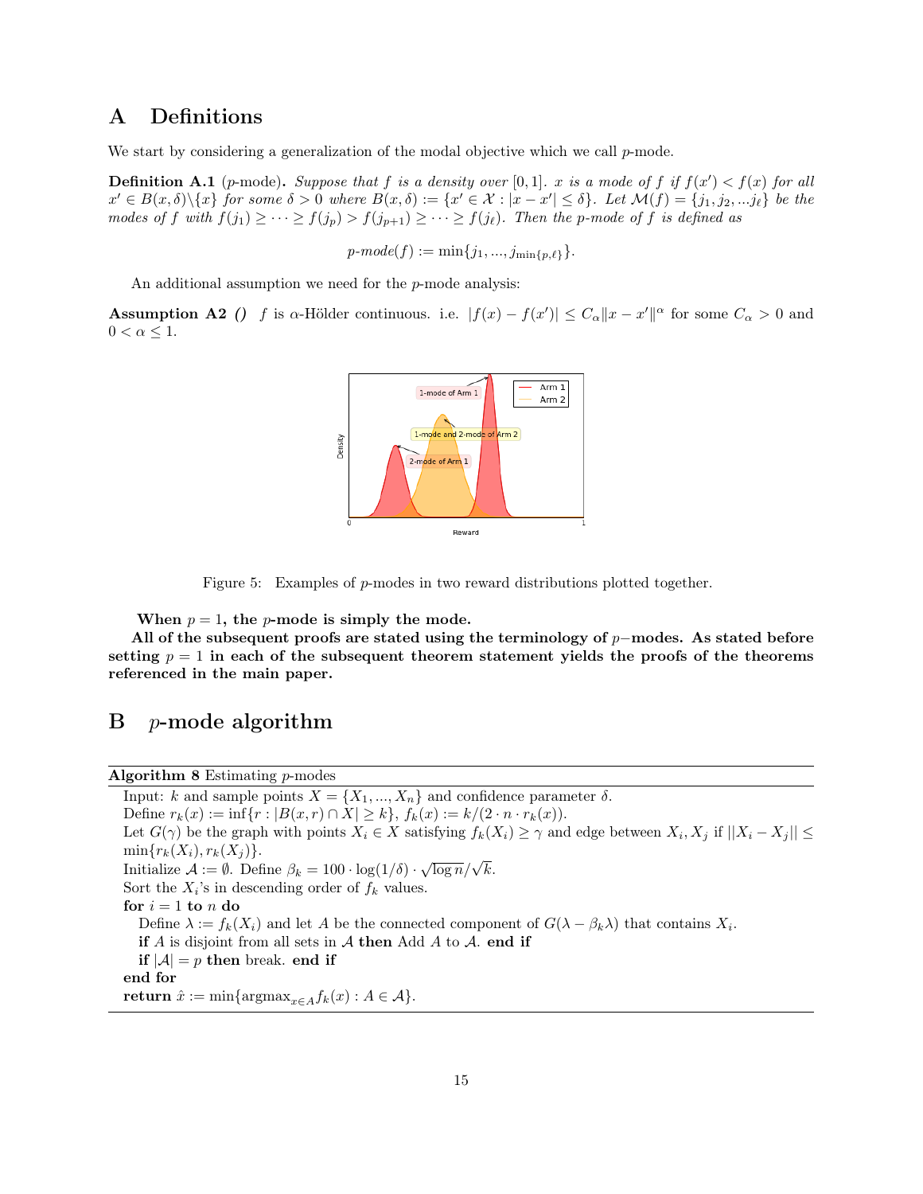# A Definitions

We start by considering a generalization of the modal objective which we call $p$-mode.

**Definition A.1** ($p$-mode). *Suppose that $f$ is a density over $[0, 1]$. $x$ is a mode of $f$ if $f(x') < f(x)$ for all $x' \in B(x, \delta) \backslash \{x\}$ for some $\delta > 0$ where $B(x, \delta) := \{x' \in \mathcal{X} : |x - x'| \le \delta\}$. Let $\mathcal{M}(f) = \{j_1, j_2, ... j_\ell\}$ be the modes of $f$ with $f(j_1) \ge \cdots \ge f(j_p) > f(j_{p+1}) \ge \cdots \ge f(j_\ell)$. Then the $p$-mode of $f$ is defined as*

$$p\text{-}mode(f) := \min\{j_1, ..., j_{\min\{p,\ell\}}\}.$$

An additional assumption we need for the $p$-mode analysis:

**Assumption A2 ()** $f$ is $\alpha$-Hölder continuous. i.e. $|f(x) - f(x')| \le C_\alpha \|x - x'\|^\alpha$ for some $C_\alpha > 0$ and $0 < \alpha \le 1$.

Figure 5: Examples of $p$-modes in two reward distributions plotted together.

**When $p = 1$, the $p$-mode is simply the mode.**

**All of the subsequent proofs are stated using the terminology of $p-$modes. As stated before setting $p = 1$ in each of the subsequent theorem statement yields the proofs of the theorems referenced in the main paper.**

# B $p$-mode algorithm

**Algorithm 8** Estimating $p$-modes

Input: $k$ and sample points $X = \{X_1, ..., X_n\}$ and confidence parameter $\delta$.
Define $r_k(x) := \inf\{r : |B(x, r) \cap X| \ge k\}$, $f_k(x) := k/(2 \cdot n \cdot r_k(x))$.
Let $G(\gamma)$ be the graph with points $X_i \in X$ satisfying $f_k(X_i) \ge \gamma$ and edge between $X_i, X_j$ if $||X_i - X_j|| \le \min\{r_k(X_i), r_k(X_j)\}$.
Initialize $\mathcal{A} := \emptyset$. Define $\beta_k = 100 \cdot \log(1/\delta) \cdot \sqrt{\log n}/\sqrt{k}$.
Sort the $X_i$'s in descending order of $f_k$ values.
**for** $i = 1$ **to** $n$ **do**
  Define $\lambda := f_k(X_i)$ and let $A$ be the connected component of $G(\lambda - \beta_k \lambda)$ that contains $X_i$.
  **if** $A$ is disjoint from all sets in $\mathcal{A}$ **then** Add $A$ to $\mathcal{A}$. **end if**
  **if** $|\mathcal{A}| = p$ **then** break. **end if**
**end for**
**return** $\hat{x} := \min\{\text{argmax}_{x \in A} f_k(x) : A \in \mathcal{A}\}$.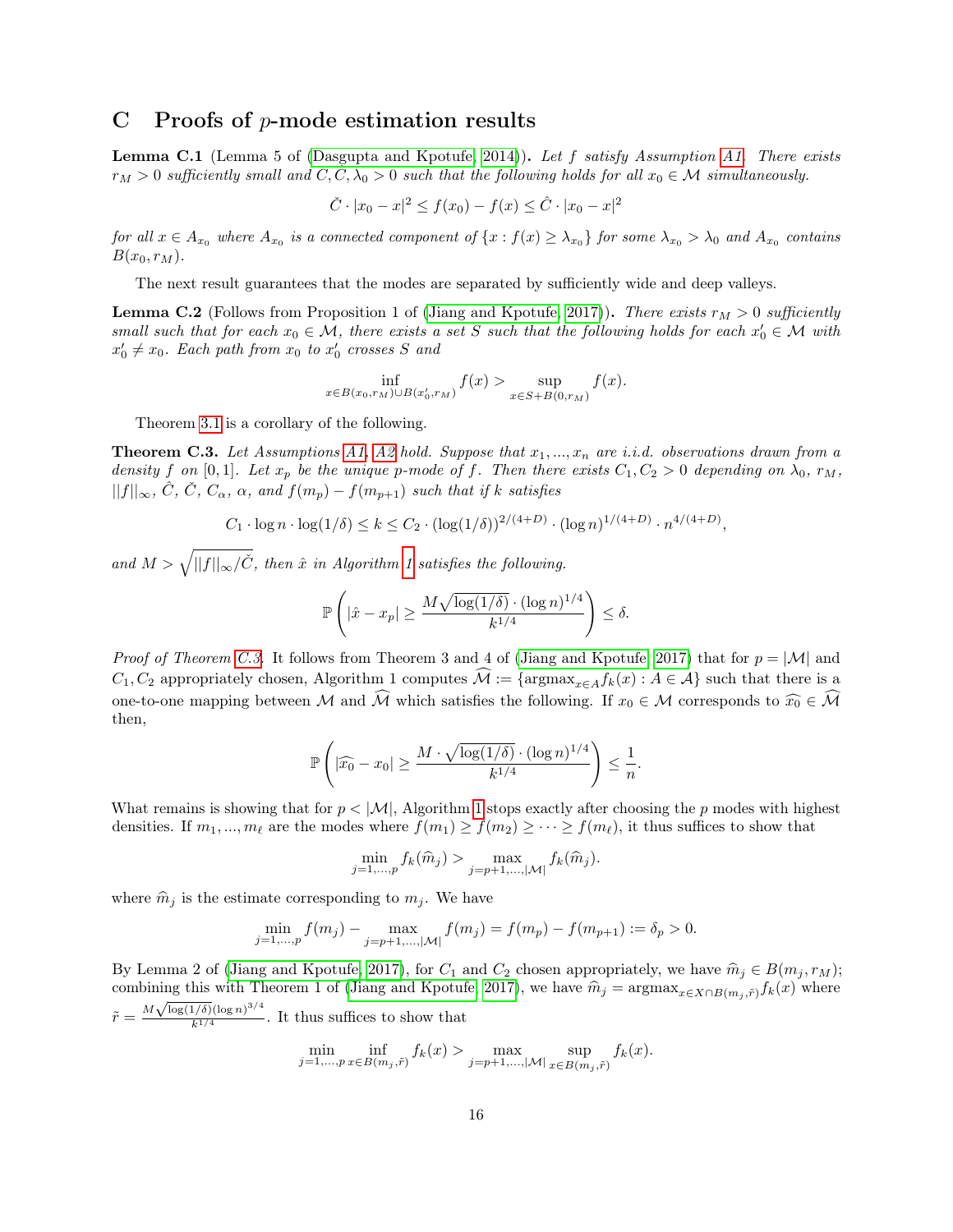## C Proofs of $p$-mode estimation results

**Lemma C.1** (Lemma 5 of (Dasgupta and Kpotufe, 2014))**.** *Let $f$ satisfy Assumption A1. There exists $r_M > 0$ sufficiently small and $C, C, \lambda_0 > 0$ such that the following holds for all $x_0 \in \mathcal{M}$ simultaneously.*

$$\check{C} \cdot |x_0 - x|^2 \leq f(x_0) - f(x) \leq \hat{C} \cdot |x_0 - x|^2$$

*for all $x \in A_{x_0}$ where $A_{x_0}$ is a connected component of $\{x : f(x) \geq \lambda_{x_0}\}$ for some $\lambda_{x_0} > \lambda_0$ and $A_{x_0}$ contains $B(x_0, r_M)$.*

The next result guarantees that the modes are separated by sufficiently wide and deep valleys.

**Lemma C.2** (Follows from Proposition 1 of (Jiang and Kpotufe, 2017))**.** *There exists $r_M > 0$ sufficiently small such that for each $x_0 \in \mathcal{M}$, there exists a set $S$ such that the following holds for each $x_0' \in \mathcal{M}$ with $x_0' \neq x_0$. Each path from $x_0$ to $x_0'$ crosses $S$ and*

$$\inf_{x \in B(x_0, r_M) \cup B(x_0', r_M)} f(x) > \sup_{x \in S + B(0, r_M)} f(x).$$

Theorem 3.1 is a corollary of the following.

**Theorem C.3.** *Let Assumptions A1, A2 hold. Suppose that $x_1, ..., x_n$ are i.i.d. observations drawn from a density $f$ on $[0, 1]$. Let $x_p$ be the unique $p$-mode of $f$. Then there exists $C_1, C_2 > 0$ depending on $\lambda_0$, $r_M$, $||f||_\infty$, $\hat{C}$, $\check{C}$, $C_\alpha$, $\alpha$, and $f(m_p) - f(m_{p+1})$ such that if $k$ satisfies*

$$C_1 \cdot \log n \cdot \log(1/\delta) \leq k \leq C_2 \cdot (\log(1/\delta))^{2/(4+D)} \cdot (\log n)^{1/(4+D)} \cdot n^{4/(4+D)},$$

*and $M > \sqrt{||f||_\infty / \check{C}}$, then $\hat{x}$ in Algorithm 1 satisfies the following.*

$$\mathbb{P}\left(|\hat{x} - x_p| \geq \frac{M\sqrt{\log(1/\delta)} \cdot (\log n)^{1/4}}{k^{1/4}}\right) \leq \delta.$$

*Proof of Theorem C.3.* It follows from Theorem 3 and 4 of (Jiang and Kpotufe, 2017) that for $p = |\mathcal{M}|$ and $C_1, C_2$ appropriately chosen, Algorithm 1 computes $\widehat{\mathcal{M}} := \{\text{argmax}_{x \in A} f_k(x) : A \in \mathcal{A}\}$ such that there is a one-to-one mapping between $\mathcal{M}$ and $\widehat{\mathcal{M}}$ which satisfies the following. If $x_0 \in \mathcal{M}$ corresponds to $\widehat{x_0} \in \widehat{\mathcal{M}}$ then,

$$\mathbb{P}\left(|\widehat{x_0} - x_0| \geq \frac{M \cdot \sqrt{\log(1/\delta)} \cdot (\log n)^{1/4}}{k^{1/4}}\right) \leq \frac{1}{n}.$$

What remains is showing that for $p < |\mathcal{M}|$, Algorithm 1 stops exactly after choosing the $p$ modes with highest densities. If $m_1, ..., m_\ell$ are the modes where $f(m_1) \geq f(m_2) \geq \cdots \geq f(m_\ell)$, it thus suffices to show that

$$\min_{j=1,...,p} f_k(\widehat{m}_j) > \max_{j=p+1,...,|\mathcal{M}|} f_k(\widehat{m}_j).$$

where $\widehat{m}_j$ is the estimate corresponding to $m_j$. We have

$$\min_{j=1,...,p} f(m_j) - \max_{j=p+1,...,|\mathcal{M}|} f(m_j) = f(m_p) - f(m_{p+1}) := \delta_p > 0.$$

By Lemma 2 of (Jiang and Kpotufe, 2017), for $C_1$ and $C_2$ chosen appropriately, we have $\widehat{m}_j \in B(m_j, r_M)$; combining this with Theorem 1 of (Jiang and Kpotufe, 2017), we have $\widehat{m}_j = \text{argmax}_{x \in X \cap B(m_j, \tilde{r})} f_k(x)$ where $\tilde{r} = \frac{M\sqrt{\log(1/\delta)}(\log n)^{3/4}}{k^{1/4}}$. It thus suffices to show that

$$\min_{j=1,...,p} \inf_{x \in B(m_j, \tilde{r})} f_k(x) > \max_{j=p+1,...,|\mathcal{M}|} \sup_{x \in B(m_j, \tilde{r})} f_k(x).$$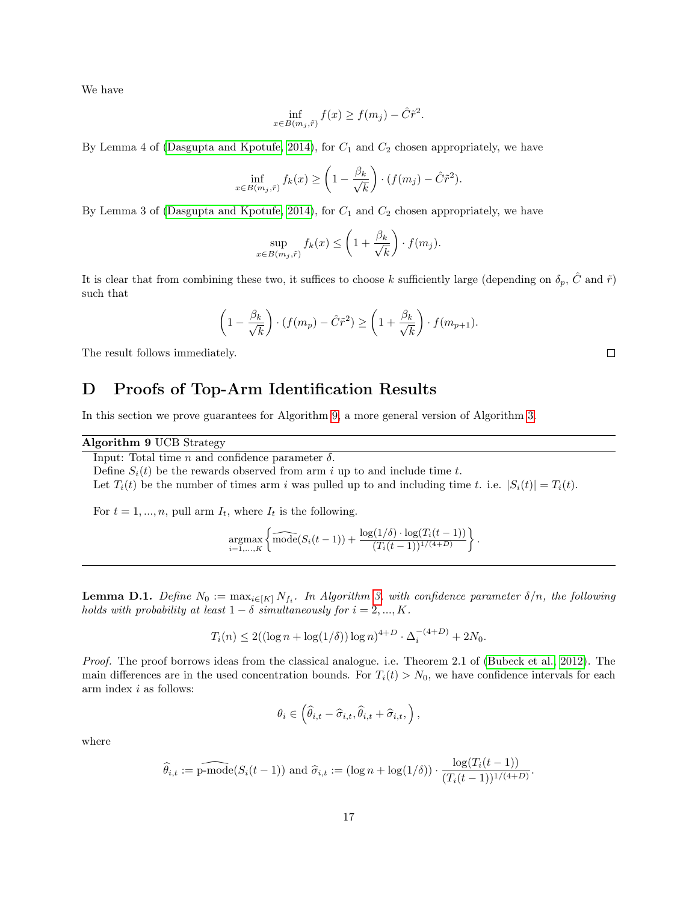We have

$$\inf_{x \in B(m_j, \tilde{r})} f(x) \geq f(m_j) - \hat{C}\tilde{r}^2.$$

By Lemma 4 of (Dasgupta and Kpotufe, 2014), for $C_1$ and $C_2$ chosen appropriately, we have

$$\inf_{x \in B(m_j, \tilde{r})} f_k(x) \geq \left(1 - \frac{\beta_k}{\sqrt{k}}\right) \cdot (f(m_j) - \hat{C}\tilde{r}^2).$$

By Lemma 3 of (Dasgupta and Kpotufe, 2014), for $C_1$ and $C_2$ chosen appropriately, we have

$$\sup_{x \in B(m_j, \tilde{r})} f_k(x) \leq \left(1 + \frac{\beta_k}{\sqrt{k}}\right) \cdot f(m_j).$$

It is clear that from combining these two, it suffices to choose $k$ sufficiently large (depending on $\delta_p$, $\hat{C}$ and $\tilde{r}$) such that

$$\left(1 - \frac{\beta_k}{\sqrt{k}}\right) \cdot (f(m_p) - \hat{C}\tilde{r}^2) \geq \left(1 + \frac{\beta_k}{\sqrt{k}}\right) \cdot f(m_{p+1}).$$

The result follows immediately. $\square$

# D Proofs of Top-Arm Identification Results

In this section we prove guarantees for Algorithm 9, a more general version of Algorithm 3.

**Algorithm 9** UCB Strategy

Input: Total time $n$ and confidence parameter $\delta$.
Define $S_i(t)$ be the rewards observed from arm $i$ up to and include time $t$.
Let $T_i(t)$ be the number of times arm $i$ was pulled up to and including time $t$. i.e. $|S_i(t)| = T_i(t)$.

For $t = 1, ..., n$, pull arm $I_t$, where $I_t$ is the following.

$$\operatorname*{argmax}_{i=1,...,K} \left\{ \widehat{\text{mode}}(S_i(t-1)) + \frac{\log(1/\delta) \cdot \log(T_i(t-1))}{(T_i(t-1))^{1/(4+D)}} \right\}.$$

**Lemma D.1.** *Define $N_0 := \max_{i \in [K]} N_{f_i}$. In Algorithm 3, with confidence parameter $\delta/n$, the following holds with probability at least $1 - \delta$ simultaneously for $i = 2, ..., K$.*

$$T_i(n) \leq 2((\log n + \log(1/\delta)) \log n)^{4+D} \cdot \Delta_i^{-(4+D)} + 2N_0.$$

*Proof.* The proof borrows ideas from the classical analogue. i.e. Theorem 2.1 of (Bubeck et al., 2012). The main differences are in the used concentration bounds. For $T_i(t) > N_0$, we have confidence intervals for each arm index $i$ as follows:

$$\theta_i \in \left(\widehat{\theta}_{i,t} - \widehat{\sigma}_{i,t}, \widehat{\theta}_{i,t} + \widehat{\sigma}_{i,t}, \right),$$

where

$$\widehat{\theta}_{i,t} := \widehat{\text{p-mode}}(S_i(t-1)) \text{ and } \widehat{\sigma}_{i,t} := (\log n + \log(1/\delta)) \cdot \frac{\log(T_i(t-1))}{(T_i(t-1))^{1/(4+D)}}.$$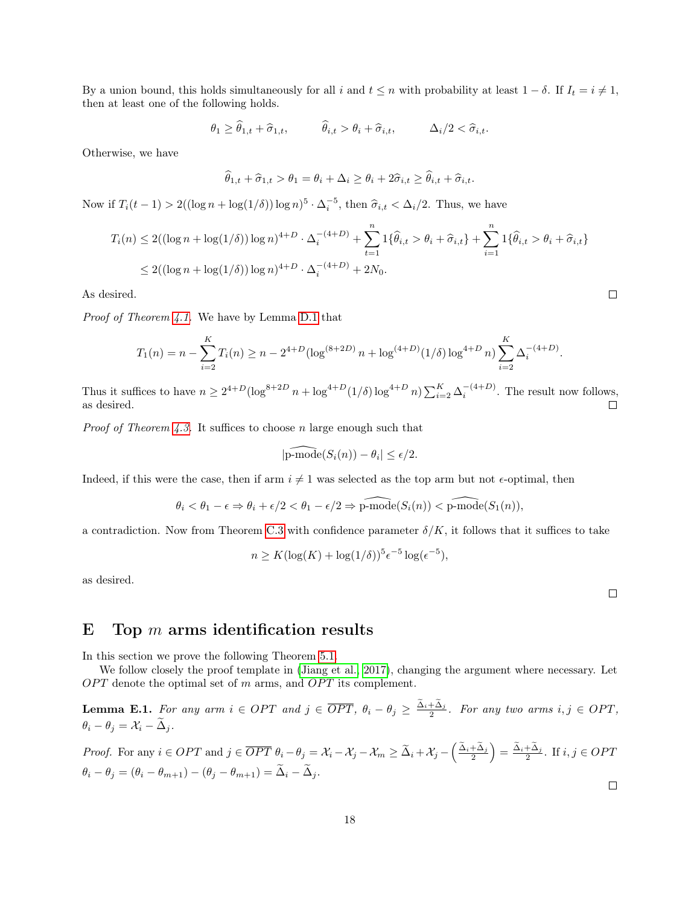By a union bound, this holds simultaneously for all $i$ and $t \le n$ with probability at least $1 - \delta$. If $I_t = i \neq 1$, then at least one of the following holds.

$$\theta_1 \ge \widehat{\theta}_{1,t} + \widehat{\sigma}_{1,t}, \qquad \widehat{\theta}_{i,t} > \theta_i + \widehat{\sigma}_{i,t}, \qquad \Delta_i/2 < \widehat{\sigma}_{i,t}.$$

Otherwise, we have

$$\widehat{\theta}_{1,t} + \widehat{\sigma}_{1,t} > \theta_1 = \theta_i + \Delta_i \ge \theta_i + 2\widehat{\sigma}_{i,t} \ge \widehat{\theta}_{i,t} + \widehat{\sigma}_{i,t}.$$

Now if $T_i(t-1) > 2((\log n + \log(1/\delta))\log n)^5 \cdot \Delta_i^{-5}$, then $\widehat{\sigma}_{i,t} < \Delta_i/2$. Thus, we have

$$\begin{aligned}
T_i(n) &\le 2((\log n + \log(1/\delta))\log n)^{4+D} \cdot \Delta_i^{-(4+D)} + \sum_{t=1}^{n} 1\{\widehat{\theta}_{i,t} > \theta_i + \widehat{\sigma}_{i,t}\} + \sum_{i=1}^{n} 1\{\widehat{\theta}_{i,t} > \theta_i + \widehat{\sigma}_{i,t}\} \\
&\le 2((\log n + \log(1/\delta))\log n)^{4+D} \cdot \Delta_i^{-(4+D)} + 2N_0.
\end{aligned}$$

As desired. ☐

*Proof of Theorem 4.1.* We have by Lemma D.1 that

$$T_1(n) = n - \sum_{i=2}^{K} T_i(n) \ge n - 2^{4+D}(\log^{(8+2D)} n + \log^{(4+D)}(1/\delta)\log^{4+D} n)\sum_{i=2}^{K} \Delta_i^{-(4+D)}.$$

Thus it suffices to have $n \ge 2^{4+D}(\log^{8+2D} n + \log^{4+D}(1/\delta)\log^{4+D} n)\sum_{i=2}^{K}\Delta_i^{-(4+D)}$. The result now follows, as desired. ☐

*Proof of Theorem 4.3.* It suffices to choose $n$ large enough such that

$$|\widehat{\text{p-mode}}(S_i(n)) - \theta_i| \le \epsilon/2.$$

Indeed, if this were the case, then if arm $i \neq 1$ was selected as the top arm but not $\epsilon$-optimal, then

$$\theta_i < \theta_1 - \epsilon \Rightarrow \theta_i + \epsilon/2 < \theta_1 - \epsilon/2 \Rightarrow \widehat{\text{p-mode}}(S_i(n)) < \widehat{\text{p-mode}}(S_1(n)),$$

a contradiction. Now from Theorem C.3 with confidence parameter $\delta/K$, it follows that it suffices to take

$$n \ge K(\log(K) + \log(1/\delta))^5 \epsilon^{-5} \log(\epsilon^{-5}),$$

as desired. ☐

# E Top $m$ arms identification results

In this section we prove the following Theorem 5.1.

We follow closely the proof template in (Jiang et al., 2017), changing the argument where necessary. Let $OPT$ denote the optimal set of $m$ arms, and $\overline{OPT}$ its complement.

**Lemma E.1.** *For any arm $i \in OPT$ and $j \in \overline{OPT}$, $\theta_i - \theta_j \ge \frac{\widetilde{\Delta}_i + \widetilde{\Delta}_j}{2}$. For any two arms $i, j \in OPT$, $\theta_i - \theta_j = \mathcal{X}_i - \widetilde{\Delta}_j$.*

*Proof.* For any $i \in OPT$ and $j \in \overline{OPT}$ $\theta_i - \theta_j = \mathcal{X}_i - \mathcal{X}_j - \mathcal{X}_m \ge \widetilde{\Delta}_i + \mathcal{X}_j - \left(\frac{\widetilde{\Delta}_i + \widetilde{\Delta}_j}{2}\right) = \frac{\widetilde{\Delta}_i + \widetilde{\Delta}_j}{2}$. If $i, j \in OPT$ $\theta_i - \theta_j = (\theta_i - \theta_{m+1}) - (\theta_j - \theta_{m+1}) = \widetilde{\Delta}_i - \widetilde{\Delta}_j$. ☐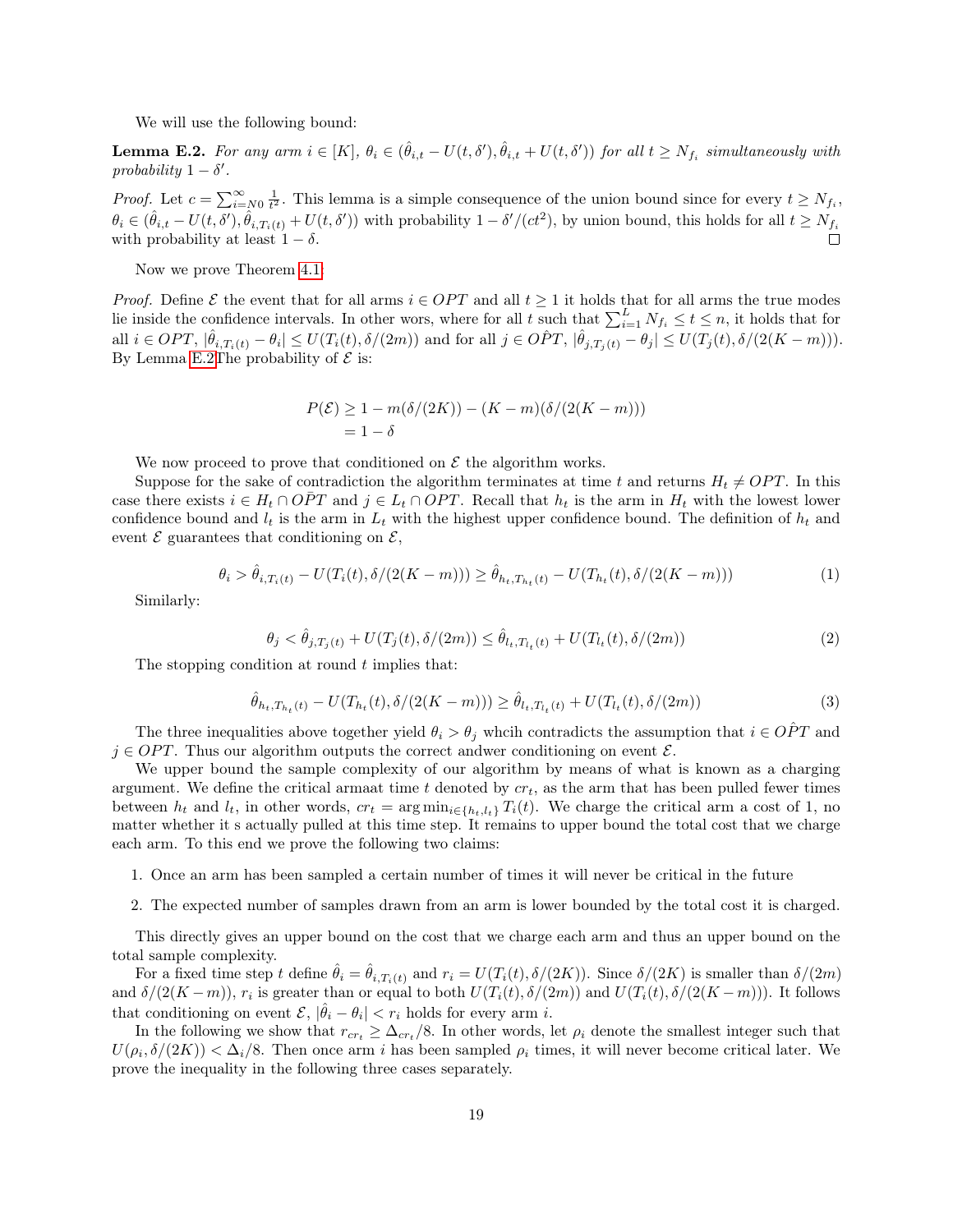We will use the following bound:

**Lemma E.2.** *For any arm $i \in [K]$, $\theta_i \in (\hat{\theta}_{i,t} - U(t, \delta'), \hat{\theta}_{i,t} + U(t, \delta'))$ for all $t \geq N_{f_i}$ simultaneously with probability $1 - \delta'$.*

*Proof.* Let $c = \sum_{i=N0}^{\infty} \frac{1}{t^2}$. This lemma is a simple consequence of the union bound since for every $t \geq N_{f_i}$, $\theta_i \in (\hat{\theta}_{i,t} - U(t, \delta'), \hat{\theta}_{i,T_i(t)} + U(t, \delta'))$ with probability $1 - \delta'/(ct^2)$, by union bound, this holds for all $t \geq N_{f_i}$ with probability at least $1 - \delta$. □

Now we prove Theorem 4.1:

*Proof.* Define $\mathcal{E}$ the event that for all arms $i \in OPT$ and all $t \geq 1$ it holds that for all arms the true modes lie inside the confidence intervals. In other wors, where for all $t$ such that $\sum_{i=1}^{L} N_{f_i} \leq t \leq n$, it holds that for all $i \in OPT$, $|\hat{\theta}_{i,T_i(t)} - \theta_i| \leq U(T_i(t), \delta/(2m))$ and for all $j \in O\hat{P}T$, $|\hat{\theta}_{j,T_j(t)} - \theta_j| \leq U(T_j(t), \delta/(2(K-m)))$. By Lemma E.2The probability of $\mathcal{E}$ is:

$$
\begin{aligned}
P(\mathcal{E}) &\geq 1 - m(\delta/(2K)) - (K-m)(\delta/(2(K-m))) \\
&= 1 - \delta
\end{aligned}
$$

We now proceed to prove that conditioned on $\mathcal{E}$ the algorithm works.

Suppose for the sake of contradiction the algorithm terminates at time $t$ and returns $H_t \neq OPT$. In this case there exists $i \in H_t \cap O\bar{P}T$ and $j \in L_t \cap OPT$. Recall that $h_t$ is the arm in $H_t$ with the lowest lower confidence bound and $l_t$ is the arm in $L_t$ with the highest upper confidence bound. The definition of $h_t$ and event $\mathcal{E}$ guarantees that conditioning on $\mathcal{E}$,

$$
\theta_i > \hat{\theta}_{i,T_i(t)} - U(T_i(t), \delta/(2(K-m))) \geq \hat{\theta}_{h_t,T_{h_t}(t)} - U(T_{h_t}(t), \delta/(2(K-m))) \tag{1}
$$

Similarly:

$$
\theta_j < \hat{\theta}_{j,T_j(t)} + U(T_j(t), \delta/(2m)) \leq \hat{\theta}_{l_t,T_{l_t}(t)} + U(T_{l_t}(t), \delta/(2m)) \tag{2}
$$

The stopping condition at round $t$ implies that:

$$
\hat{\theta}_{h_t,T_{h_t}(t)} - U(T_{h_t}(t), \delta/(2(K-m))) \geq \hat{\theta}_{l_t,T_{l_t}(t)} + U(T_{l_t}(t), \delta/(2m)) \tag{3}
$$

The three inequalities above together yield $\theta_i > \theta_j$ whcih contradicts the assumption that $i \in O\hat{P}T$ and $j \in OPT$. Thus our algorithm outputs the correct andwer conditioning on event $\mathcal{E}$.

We upper bound the sample complexity of our algorithm by means of what is known as a charging argument. We define the critical armaat time $t$ denoted by $cr_t$, as the arm that has been pulled fewer times between $h_t$ and $l_t$, in other words, $cr_t = \arg\min_{i \in \{h_t, l_t\}} T_i(t)$. We charge the critical arm a cost of 1, no matter whether it s actually pulled at this time step. It remains to upper bound the total cost that we charge each arm. To this end we prove the following two claims:

1. Once an arm has been sampled a certain number of times it will never be critical in the future
2. The expected number of samples drawn from an arm is lower bounded by the total cost it is charged.

This directly gives an upper bound on the cost that we charge each arm and thus an upper bound on the total sample complexity.

For a fixed time step $t$ define $\hat{\theta}_i = \hat{\theta}_{i,T_i(t)}$ and $r_i = U(T_i(t), \delta/(2K))$. Since $\delta/(2K)$ is smaller than $\delta/(2m)$ and $\delta/(2(K-m))$, $r_i$ is greater than or equal to both $U(T_i(t), \delta/(2m))$ and $U(T_i(t), \delta/(2(K-m)))$. It follows that conditioning on event $\mathcal{E}$, $|\hat{\theta}_i - \theta_i| < r_i$ holds for every arm $i$.

In the following we show that $r_{cr_t} \geq \Delta_{cr_t}/8$. In other words, let $\rho_i$ denote the smallest integer such that $U(\rho_i, \delta/(2K)) < \Delta_i/8$. Then once arm $i$ has been sampled $\rho_i$ times, it will never become critical later. We prove the inequality in the following three cases separately.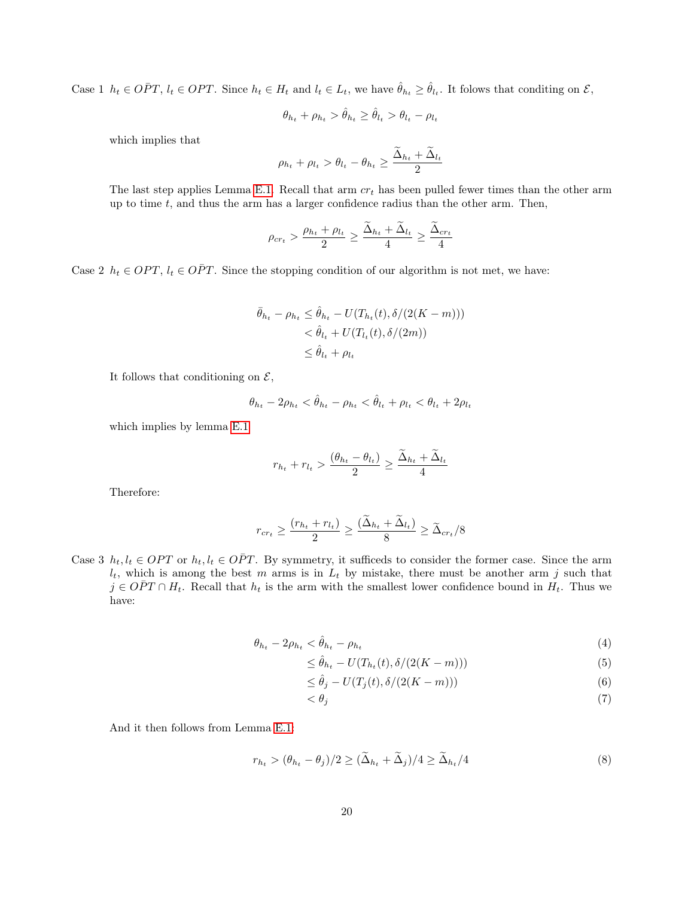Case 1 $h_t \in O\bar{P}T$, $l_t \in OPT$. Since $h_t \in H_t$ and $l_t \in L_t$, we have $\hat{\theta}_{h_t} \geq \hat{\theta}_{l_t}$. It folows that conditing on $\mathcal{E}$,

$$\theta_{h_t} + \rho_{h_t} > \hat{\theta}_{h_t} \geq \hat{\theta}_{l_t} > \theta_{l_t} - \rho_{l_t}$$

which implies that

$$\rho_{h_t} + \rho_{l_t} > \theta_{l_t} - \theta_{h_t} \geq \frac{\widetilde{\Delta}_{h_t} + \widetilde{\Delta}_{l_t}}{2}$$

The last step applies Lemma E.1. Recall that arm $cr_t$ has been pulled fewer times than the other arm up to time $t$, and thus the arm has a larger confidence radius than the other arm. Then,

$$\rho_{cr_t} > \frac{\rho_{h_t} + \rho_{l_t}}{2} \geq \frac{\widetilde{\Delta}_{h_t} + \widetilde{\Delta}_{l_t}}{4} \geq \frac{\widetilde{\Delta}_{cr_t}}{4}$$

Case 2 $h_t \in OPT$, $l_t \in O\bar{P}T$. Since the stopping condition of our algorithm is not met, we have:

$$\begin{aligned}
\bar{\theta}_{h_t} - \rho_{h_t} &\leq \hat{\theta}_{h_t} - U(T_{h_t}(t), \delta/(2(K-m))) \\
&< \hat{\theta}_{l_t} + U(T_{l_t}(t), \delta/(2m)) \\
&\leq \hat{\theta}_{l_t} + \rho_{l_t}
\end{aligned}$$

It follows that conditioning on $\mathcal{E}$,

$$\theta_{h_t} - 2\rho_{h_t} < \hat{\theta}_{h_t} - \rho_{h_t} < \hat{\theta}_{l_t} + \rho_{l_t} < \theta_{l_t} + 2\rho_{l_t}$$

which implies by lemma E.1

$$r_{h_t} + r_{l_t} > \frac{(\theta_{h_t} - \theta_{l_t})}{2} \geq \frac{\widetilde{\Delta}_{h_t} + \widetilde{\Delta}_{l_t}}{4}$$

Therefore:

$$r_{cr_t} \geq \frac{(r_{h_t} + r_{l_t})}{2} \geq \frac{(\widetilde{\Delta}_{h_t} + \widetilde{\Delta}_{l_t})}{8} \geq \widetilde{\Delta}_{cr_t}/8$$

Case 3 $h_t, l_t \in OPT$ or $h_t, l_t \in O\bar{P}T$. By symmetry, it sufficeds to consider the former case. Since the arm $l_t$, which is among the best $m$ arms is in $L_t$ by mistake, there must be another arm $j$ such that $j \in O\bar{P}T \cap H_t$. Recall that $h_t$ is the arm with the smallest lower confidence bound in $H_t$. Thus we have:

$$\begin{aligned}
\theta_{h_t} - 2\rho_{h_t} &< \hat{\theta}_{h_t} - \rho_{h_t} && (4) \\
&\leq \hat{\theta}_{h_t} - U(T_{h_t}(t), \delta/(2(K-m))) && (5) \\
&\leq \hat{\theta}_j - U(T_j(t), \delta/(2(K-m))) && (6) \\
&< \theta_j && (7)
\end{aligned}$$

And it then follows from Lemma E.1:

$$r_{h_t} > (\theta_{h_t} - \theta_j)/2 \geq (\widetilde{\Delta}_{h_t} + \widetilde{\Delta}_j)/4 \geq \widetilde{\Delta}_{h_t}/4 \tag{8}$$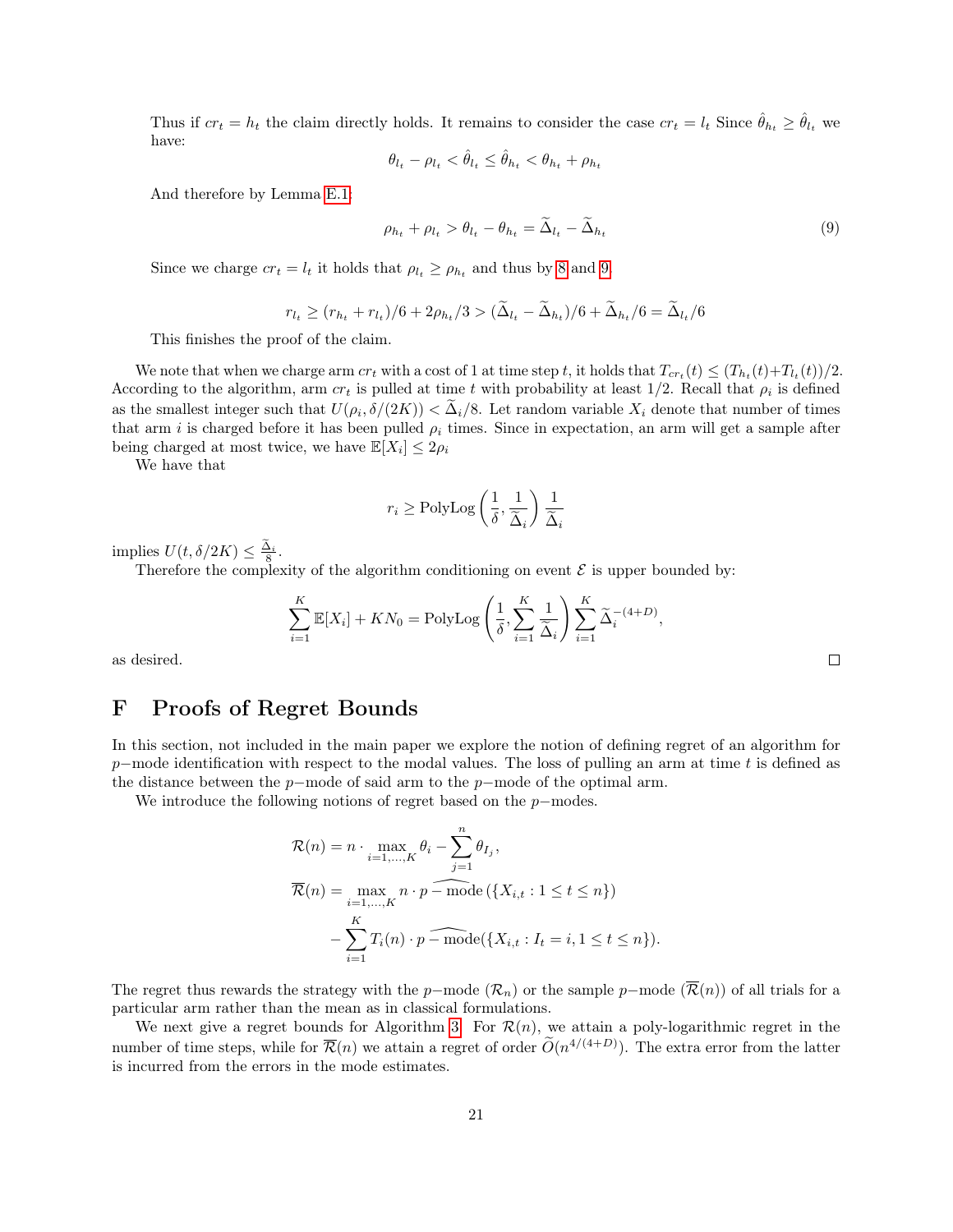Thus if $cr_t = h_t$ the claim directly holds. It remains to consider the case $cr_t = l_t$ Since $\hat{\theta}_{h_t} \geq \hat{\theta}_{l_t}$ we have:

$$\theta_{l_t} - \rho_{l_t} < \hat{\theta}_{l_t} \leq \hat{\theta}_{h_t} < \theta_{h_t} + \rho_{h_t}$$

And therefore by Lemma E.1:

$$\rho_{h_t} + \rho_{l_t} > \theta_{l_t} - \theta_{h_t} = \widetilde{\Delta}_{l_t} - \widetilde{\Delta}_{h_t} \tag{9}$$

Since we charge $cr_t = l_t$ it holds that $\rho_{l_t} \geq \rho_{h_t}$ and thus by 8 and 9,

$$r_{l_t} \geq (r_{h_t} + r_{l_t})/6 + 2\rho_{h_t}/3 > (\widetilde{\Delta}_{l_t} - \widetilde{\Delta}_{h_t})/6 + \widetilde{\Delta}_{h_t}/6 = \widetilde{\Delta}_{l_t}/6$$

This finishes the proof of the claim.

We note that when we charge arm $cr_t$ with a cost of 1 at time step $t$, it holds that $T_{cr_t}(t) \leq (T_{h_t}(t)+T_{l_t}(t))/2$. According to the algorithm, arm $cr_t$ is pulled at time $t$ with probability at least 1/2. Recall that $\rho_i$ is defined as the smallest integer such that $U(\rho_i, \delta/(2K)) < \widetilde{\Delta}_i/8$. Let random variable $X_i$ denote that number of times that arm $i$ is charged before it has been pulled $\rho_i$ times. Since in expectation, an arm will get a sample after being charged at most twice, we have $\mathbb{E}[X_i] \leq 2\rho_i$

We have that

$$r_i \geq \text{PolyLog}\left(\frac{1}{\delta}, \frac{1}{\widetilde{\Delta}_i}\right) \frac{1}{\widetilde{\Delta}_i}$$

implies $U(t, \delta/2K) \leq \frac{\widetilde{\Delta}_i}{8}$.

Therefore the complexity of the algorithm conditioning on event $\mathcal{E}$ is upper bounded by:

$$\sum_{i=1}^{K} \mathbb{E}[X_i] + KN_0 = \text{PolyLog}\left(\frac{1}{\delta}, \sum_{i=1}^{K} \frac{1}{\widetilde{\Delta}_i}\right) \sum_{i=1}^{K} \widetilde{\Delta}_i^{-(4+D)},$$

as desired. □

# F Proofs of Regret Bounds

In this section, not included in the main paper we explore the notion of defining regret of an algorithm for $p-$mode identification with respect to the modal values. The loss of pulling an arm at time $t$ is defined as the distance between the $p-$mode of said arm to the $p-$mode of the optimal arm.

We introduce the following notions of regret based on the $p-$modes.

$$\begin{aligned}
\mathcal{R}(n) &= n \cdot \max_{i=1,\ldots,K} \theta_i - \sum_{j=1}^{n} \theta_{I_j}, \\
\overline{\mathcal{R}}(n) &= \max_{i=1,\ldots,K} n \cdot \widehat{p-\text{mode}}\left(\{X_{i,t} : 1 \leq t \leq n\}\right) \\
&\quad - \sum_{i=1}^{K} T_i(n) \cdot \widehat{p-\text{mode}}(\{X_{i,t} : I_t = i, 1 \leq t \leq n\}).
\end{aligned}$$

The regret thus rewards the strategy with the $p-$mode ($\mathcal{R}_n$) or the sample $p-$mode ($\overline{\mathcal{R}}(n)$) of all trials for a particular arm rather than the mean as in classical formulations.

We next give a regret bounds for Algorithm 3. For $\mathcal{R}(n)$, we attain a poly-logarithmic regret in the number of time steps, while for $\overline{\mathcal{R}}(n)$ we attain a regret of order $\widetilde{O}(n^{4/(4+D)})$. The extra error from the latter is incurred from the errors in the mode estimates.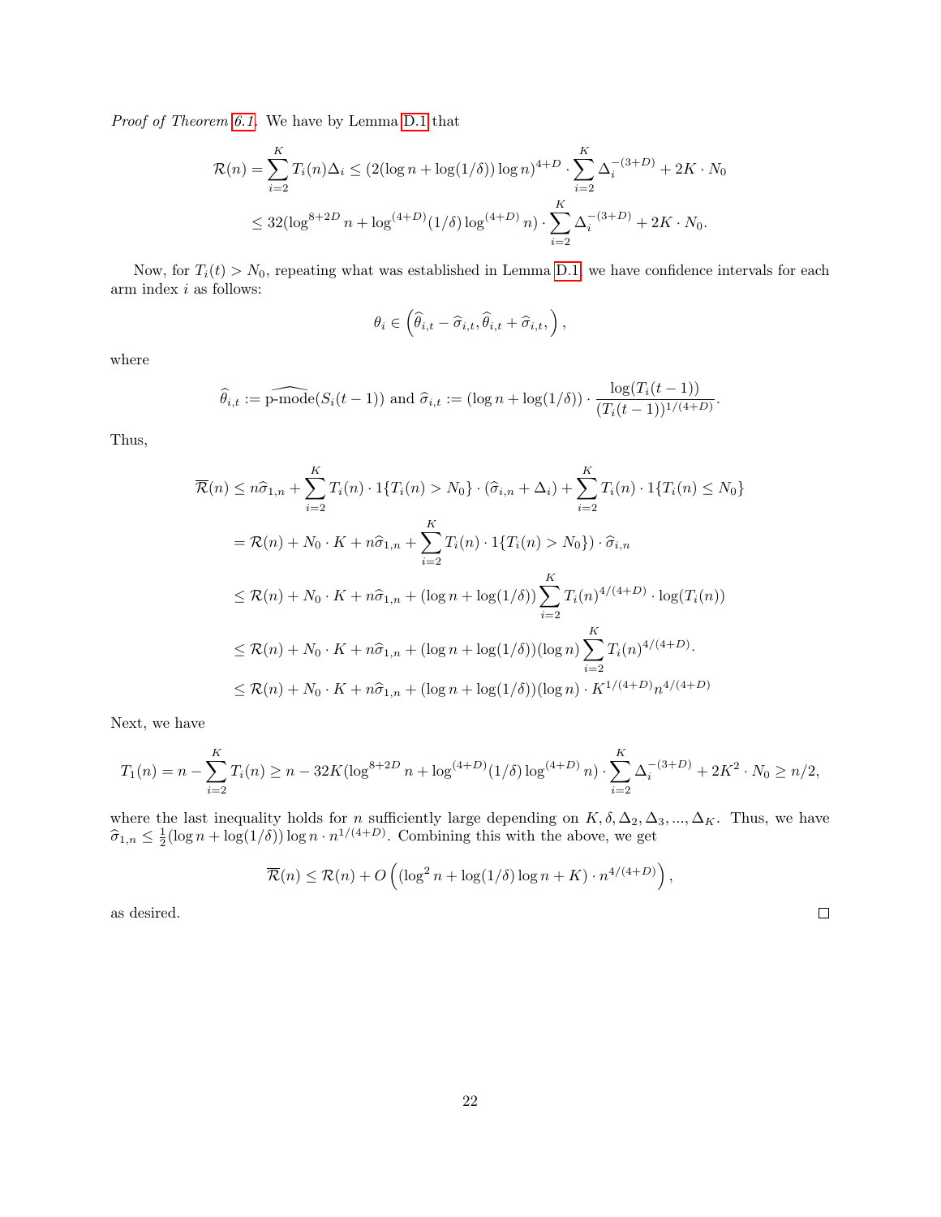*Proof of Theorem 6.1.* We have by Lemma D.1 that

$$\mathcal{R}(n) = \sum_{i=2}^{K} T_i(n)\Delta_i \leq (2(\log n + \log(1/\delta))\log n)^{4+D} \cdot \sum_{i=2}^{K} \Delta_i^{-(3+D)} + 2K \cdot N_0$$

$$\leq 32(\log^{8+2D} n + \log^{(4+D)}(1/\delta)\log^{(4+D)} n) \cdot \sum_{i=2}^{K} \Delta_i^{-(3+D)} + 2K \cdot N_0.$$

Now, for $T_i(t) > N_0$, repeating what was established in Lemma D.1, we have confidence intervals for each arm index $i$ as follows:

$$\theta_i \in \left(\widehat{\theta}_{i,t} - \widehat{\sigma}_{i,t}, \widehat{\theta}_{i,t} + \widehat{\sigma}_{i,t}, \right),$$

where

$$\widehat{\theta}_{i,t} := \widehat{\text{p-mode}}(S_i(t-1)) \text{ and } \widehat{\sigma}_{i,t} := (\log n + \log(1/\delta)) \cdot \frac{\log(T_i(t-1))}{(T_i(t-1))^{1/(4+D)}}.$$

Thus,

$$\overline{\mathcal{R}}(n) \leq n\widehat{\sigma}_{1,n} + \sum_{i=2}^{K} T_i(n) \cdot 1\{T_i(n) > N_0\} \cdot (\widehat{\sigma}_{i,n} + \Delta_i) + \sum_{i=2}^{K} T_i(n) \cdot 1\{T_i(n) \leq N_0\}$$

$$= \mathcal{R}(n) + N_0 \cdot K + n\widehat{\sigma}_{1,n} + \sum_{i=2}^{K} T_i(n) \cdot 1\{T_i(n) > N_0\}) \cdot \widehat{\sigma}_{i,n}$$

$$\leq \mathcal{R}(n) + N_0 \cdot K + n\widehat{\sigma}_{1,n} + (\log n + \log(1/\delta)) \sum_{i=2}^{K} T_i(n)^{4/(4+D)} \cdot \log(T_i(n))$$

$$\leq \mathcal{R}(n) + N_0 \cdot K + n\widehat{\sigma}_{1,n} + (\log n + \log(1/\delta))(\log n) \sum_{i=2}^{K} T_i(n)^{4/(4+D)}.$$

$$\leq \mathcal{R}(n) + N_0 \cdot K + n\widehat{\sigma}_{1,n} + (\log n + \log(1/\delta))(\log n) \cdot K^{1/(4+D)} n^{4/(4+D)}$$

Next, we have

$$T_1(n) = n - \sum_{i=2}^{K} T_i(n) \geq n - 32K(\log^{8+2D} n + \log^{(4+D)}(1/\delta)\log^{(4+D)} n) \cdot \sum_{i=2}^{K} \Delta_i^{-(3+D)} + 2K^2 \cdot N_0 \geq n/2,$$

where the last inequality holds for $n$ sufficiently large depending on $K, \delta, \Delta_2, \Delta_3, ..., \Delta_K$. Thus, we have $\widehat{\sigma}_{1,n} \leq \frac{1}{2}(\log n + \log(1/\delta))\log n \cdot n^{1/(4+D)}$. Combining this with the above, we get

$$\overline{\mathcal{R}}(n) \leq \mathcal{R}(n) + O\left((\log^2 n + \log(1/\delta)\log n + K) \cdot n^{4/(4+D)}\right),$$

as desired. ☐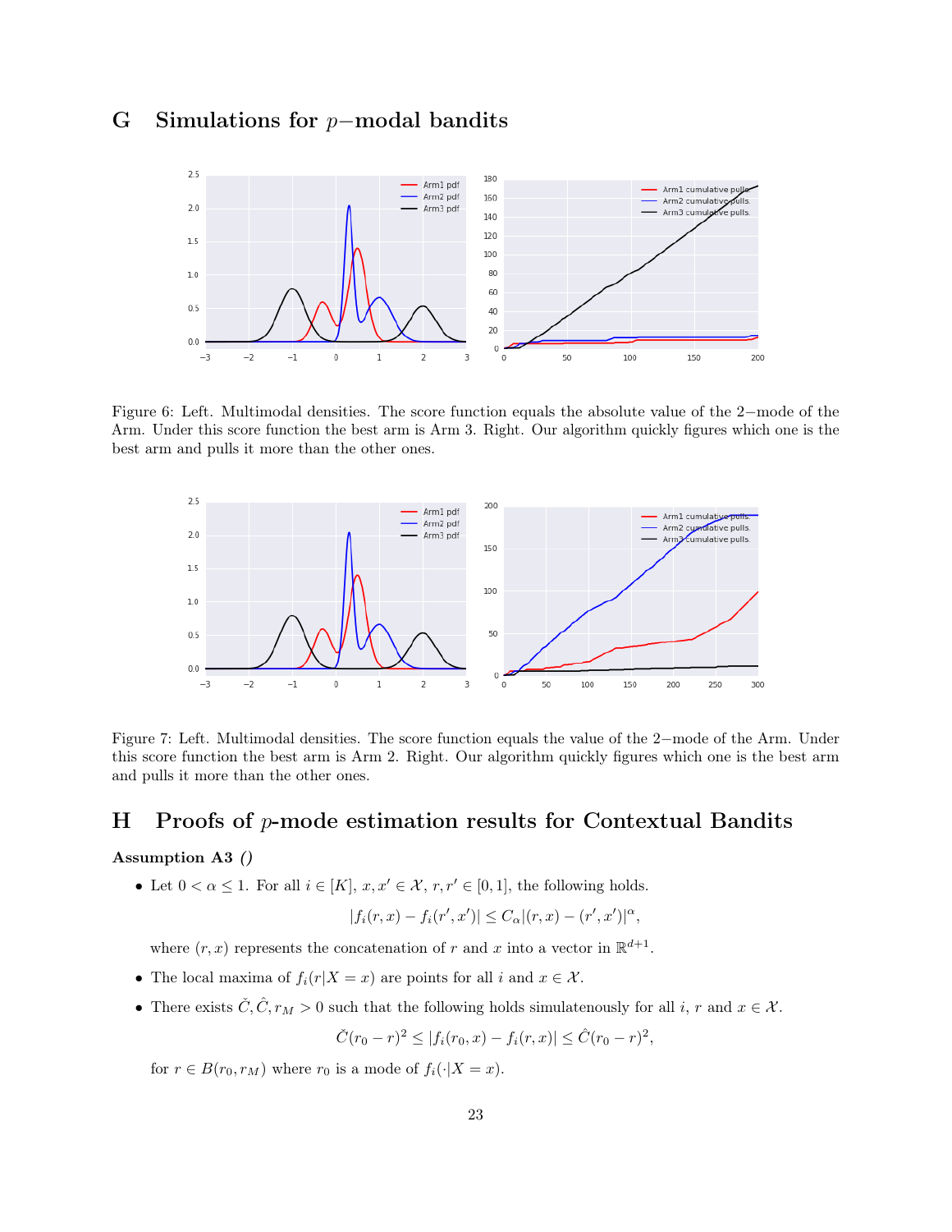# G Simulations for $p-$modal bandits

Figure 6: Left. Multimodal densities. The score function equals the absolute value of the 2−mode of the Arm. Under this score function the best arm is Arm 3. Right. Our algorithm quickly figures which one is the best arm and pulls it more than the other ones.

Figure 7: Left. Multimodal densities. The score function equals the value of the 2−mode of the Arm. Under this score function the best arm is Arm 2. Right. Our algorithm quickly figures which one is the best arm and pulls it more than the other ones.

# H Proofs of $p$-mode estimation results for Contextual Bandits

**Assumption A3** *()*

- Let $0 < \alpha \leq 1$. For all $i \in [K]$, $x, x' \in \mathcal{X}$, $r, r' \in [0, 1]$, the following holds.

$$|f_i(r, x) - f_i(r', x')| \leq C_\alpha |(r, x) - (r', x')|^\alpha,$$

where $(r, x)$ represents the concatenation of $r$ and $x$ into a vector in $\mathbb{R}^{d+1}$.

- The local maxima of $f_i(r|X = x)$ are points for all $i$ and $x \in \mathcal{X}$.
- There exists $\check{C}, \hat{C}, r_M > 0$ such that the following holds simulatenously for all $i$, $r$ and $x \in \mathcal{X}$.

$$\check{C}(r_0 - r)^2 \leq |f_i(r_0, x) - f_i(r, x)| \leq \hat{C}(r_0 - r)^2,$$

for $r \in B(r_0, r_M)$ where $r_0$ is a mode of $f_i(\cdot|X = x)$.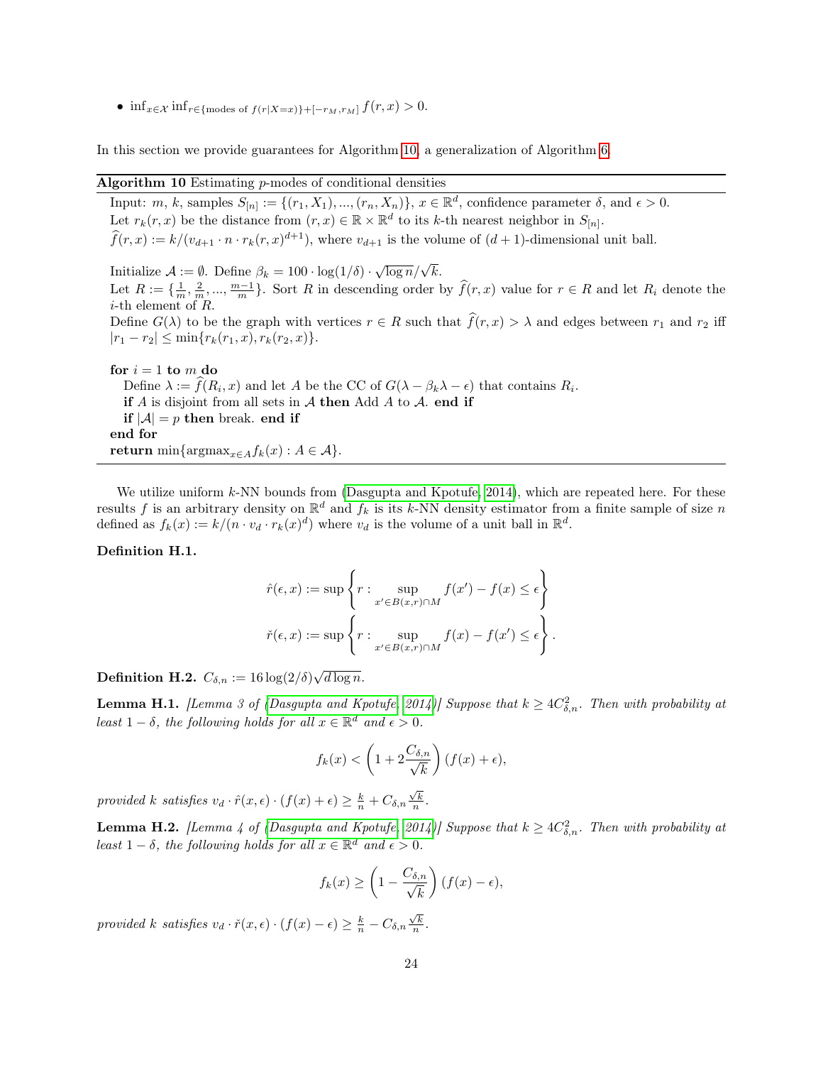- $\inf_{x \in \mathcal{X}} \inf_{r \in \{\text{modes of } f(r|X=x)\} + [-r_M, r_M]} f(r, x) > 0$.

In this section we provide guarantees for Algorithm 10, a generalization of Algorithm 6.

---

**Algorithm 10** Estimating $p$-modes of conditional densities

---

Input: $m$, $k$, samples $S_{[n]} := \{(r_1, X_1), ..., (r_n, X_n)\}$, $x \in \mathbb{R}^d$, confidence parameter $\delta$, and $\epsilon > 0$.
Let $r_k(r, x)$ be the distance from $(r, x) \in \mathbb{R} \times \mathbb{R}^d$ to its $k$-th nearest neighbor in $S_{[n]}$.
$\widehat{f}(r, x) := k/(v_{d+1} \cdot n \cdot r_k(r, x)^{d+1})$, where $v_{d+1}$ is the volume of $(d+1)$-dimensional unit ball.

Initialize $\mathcal{A} := \emptyset$. Define $\beta_k = 100 \cdot \log(1/\delta) \cdot \sqrt{\log n}/\sqrt{k}$.
Let $R := \{\frac{1}{m}, \frac{2}{m}, ..., \frac{m-1}{m}\}$. Sort $R$ in descending order by $\widehat{f}(r, x)$ value for $r \in R$ and let $R_i$ denote the $i$-th element of $R$.
Define $G(\lambda)$ to be the graph with vertices $r \in R$ such that $\widehat{f}(r, x) > \lambda$ and edges between $r_1$ and $r_2$ iff $|r_1 - r_2| \le \min\{r_k(r_1, x), r_k(r_2, x)\}$.

**for** $i = 1$ **to** $m$ **do**
  Define $\lambda := \widehat{f}(R_i, x)$ and let $A$ be the CC of $G(\lambda - \beta_k \lambda - \epsilon)$ that contains $R_i$.
  **if** $A$ is disjoint from all sets in $\mathcal{A}$ **then** Add $A$ to $\mathcal{A}$. **end if**
  **if** $|\mathcal{A}| = p$ **then** break. **end if**
**end for**
**return** $\min\{\text{argmax}_{x \in A} f_k(x) : A \in \mathcal{A}\}$.

---

We utilize uniform $k$-NN bounds from (Dasgupta and Kpotufe, 2014), which are repeated here. For these results $f$ is an arbitrary density on $\mathbb{R}^d$ and $f_k$ is its $k$-NN density estimator from a finite sample of size $n$ defined as $f_k(x) := k/(n \cdot v_d \cdot r_k(x)^d)$ where $v_d$ is the volume of a unit ball in $\mathbb{R}^d$.

**Definition H.1.**

$$\hat{r}(\epsilon, x) := \sup \left\{ r : \sup_{x' \in B(x,r) \cap M} f(x') - f(x) \le \epsilon \right\}$$

$$\check{r}(\epsilon, x) := \sup \left\{ r : \sup_{x' \in B(x,r) \cap M} f(x) - f(x') \le \epsilon \right\}.$$

**Definition H.2.** $C_{\delta,n} := 16 \log(2/\delta) \sqrt{d \log n}$.

**Lemma H.1.** *[Lemma 3 of (Dasgupta and Kpotufe, 2014)] Suppose that $k \ge 4C_{\delta,n}^2$. Then with probability at least $1 - \delta$, the following holds for all $x \in \mathbb{R}^d$ and $\epsilon > 0$.*

$$f_k(x) < \left(1 + 2\frac{C_{\delta,n}}{\sqrt{k}}\right)(f(x) + \epsilon),$$

*provided $k$ satisfies $v_d \cdot \hat{r}(x, \epsilon) \cdot (f(x) + \epsilon) \ge \frac{k}{n} + C_{\delta,n}\frac{\sqrt{k}}{n}$.*

**Lemma H.2.** *[Lemma 4 of (Dasgupta and Kpotufe, 2014)] Suppose that $k \ge 4C_{\delta,n}^2$. Then with probability at least $1 - \delta$, the following holds for all $x \in \mathbb{R}^d$ and $\epsilon > 0$.*

$$f_k(x) \ge \left(1 - \frac{C_{\delta,n}}{\sqrt{k}}\right)(f(x) - \epsilon),$$

*provided $k$ satisfies $v_d \cdot \check{r}(x, \epsilon) \cdot (f(x) - \epsilon) \ge \frac{k}{n} - C_{\delta,n}\frac{\sqrt{k}}{n}$.*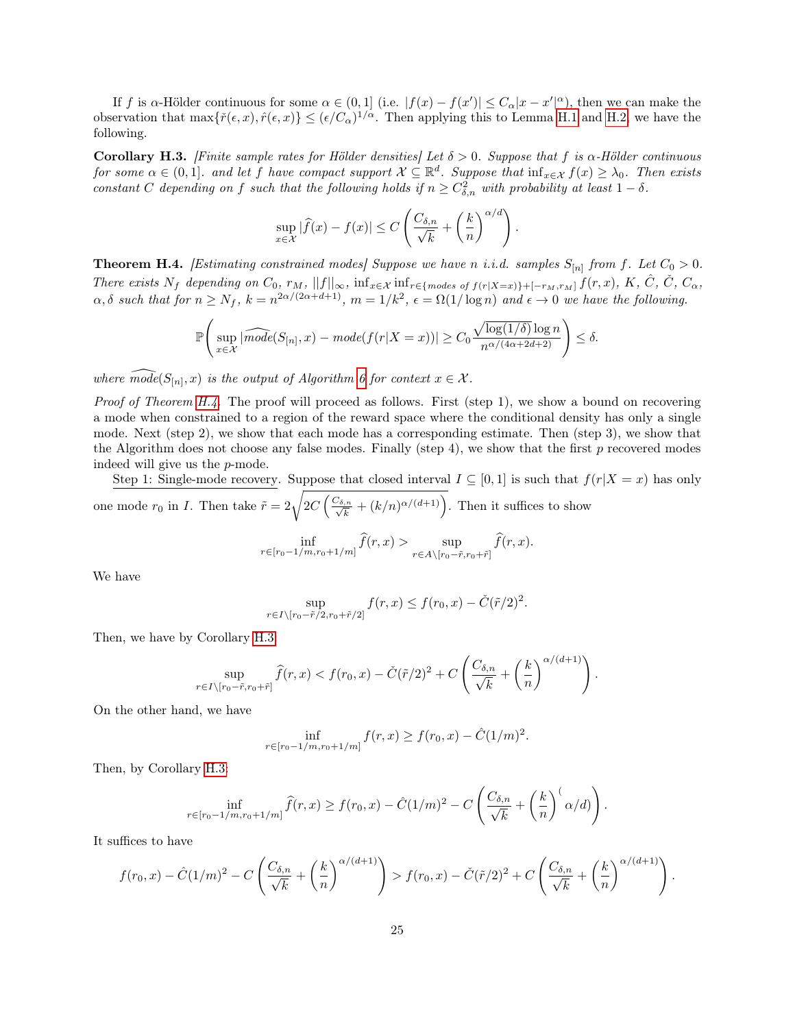If $f$ is $\alpha$-Hölder continuous for some $\alpha \in (0, 1]$ (i.e. $|f(x) - f(x')| \leq C_\alpha |x - x'|^\alpha$), then we can make the observation that $\max\{\check{r}(\epsilon, x), \hat{r}(\epsilon, x)\} \leq (\epsilon/C_\alpha)^{1/\alpha}$. Then applying this to Lemma H.1 and H.2, we have the following.

**Corollary H.3.** *[Finite sample rates for Hölder densities] Let $\delta > 0$. Suppose that $f$ is $\alpha$-Hölder continuous for some $\alpha \in (0, 1]$. and let $f$ have compact support $\mathcal{X} \subseteq \mathbb{R}^d$. Suppose that $\inf_{x\in\mathcal{X}} f(x) \geq \lambda_0$. Then exists constant $C$ depending on $f$ such that the following holds if $n \geq C_{\delta,n}^2$ with probability at least $1 - \delta$.*

$$\sup_{x\in\mathcal{X}} |\widehat{f}(x) - f(x)| \leq C\left(\frac{C_{\delta,n}}{\sqrt{k}} + \left(\frac{k}{n}\right)^{\alpha/d}\right).$$

**Theorem H.4.** *[Estimating constrained modes] Suppose we have $n$ i.i.d. samples $S_{[n]}$ from $f$. Let $C_0 > 0$. There exists $N_f$ depending on $C_0$, $r_M$, $||f||_\infty$, $\inf_{x\in\mathcal{X}} \inf_{r\in\{\text{modes of } f(r|X=x)\}+[-r_M,r_M]} f(r, x)$, $K$, $\hat{C}$, $\check{C}$, $C_\alpha$, $\alpha, \delta$ such that for $n \geq N_f$, $k = n^{2\alpha/(2\alpha+d+1)}$, $m = 1/k^2$, $\epsilon = \Omega(1/\log n)$ and $\epsilon \to 0$ we have the following.*

$$\mathbb{P}\left(\sup_{x\in\mathcal{X}} |\widehat{mode}(S_{[n]}, x) - mode(f(r|X = x))| \geq C_0 \frac{\sqrt{\log(1/\delta)}\log n}{n^{\alpha/(4\alpha+2d+2)}}\right) \leq \delta.$$

*where $\widehat{mode}(S_{[n]}, x)$ is the output of Algorithm 6 for context $x \in \mathcal{X}$.*

*Proof of Theorem H.4.* The proof will proceed as follows. First (step 1), we show a bound on recovering a mode when constrained to a region of the reward space where the conditional density has only a single mode. Next (step 2), we show that each mode has a corresponding estimate. Then (step 3), we show that the Algorithm does not choose any false modes. Finally (step 4), we show that the first $p$ recovered modes indeed will give us the $p$-mode.

Step 1: Single-mode recovery. Suppose that closed interval $I \subseteq [0, 1]$ is such that $f(r|X = x)$ has only one mode $r_0$ in $I$. Then take $\tilde{r} = 2\sqrt{2C\left(\frac{C_{\delta,n}}{\sqrt{k}} + (k/n)^{\alpha/(d+1)}\right)}$. Then it suffices to show

$$\inf_{r\in[r_0-1/m,r_0+1/m]} \widehat{f}(r, x) > \sup_{r\in A\setminus[r_0-\tilde{r},r_0+\tilde{r}]} \widehat{f}(r, x).$$

We have

$$\sup_{r\in I\setminus[r_0-\tilde{r}/2,r_0+\tilde{r}/2]} f(r, x) \leq f(r_0, x) - \check{C}(\tilde{r}/2)^2.$$

Then, we have by Corollary H.3

$$\sup_{r\in I\setminus[r_0-\tilde{r},r_0+\tilde{r}]} \widehat{f}(r, x) < f(r_0, x) - \check{C}(\tilde{r}/2)^2 + C\left(\frac{C_{\delta,n}}{\sqrt{k}} + \left(\frac{k}{n}\right)^{\alpha/(d+1)}\right).$$

On the other hand, we have

$$\inf_{r\in[r_0-1/m,r_0+1/m]} f(r, x) \geq f(r_0, x) - \hat{C}(1/m)^2.$$

Then, by Corollary H.3:

$$\inf_{r\in[r_0-1/m,r_0+1/m]} \widehat{f}(r, x) \geq f(r_0, x) - \hat{C}(1/m)^2 - C\left(\frac{C_{\delta,n}}{\sqrt{k}} + \left(\frac{k}{n}\right)^{(}\alpha/d)\right).$$

It suffices to have

$$f(r_0, x) - \hat{C}(1/m)^2 - C\left(\frac{C_{\delta,n}}{\sqrt{k}} + \left(\frac{k}{n}\right)^{\alpha/(d+1)}\right) > f(r_0, x) - \check{C}(\tilde{r}/2)^2 + C\left(\frac{C_{\delta,n}}{\sqrt{k}} + \left(\frac{k}{n}\right)^{\alpha/(d+1)}\right).$$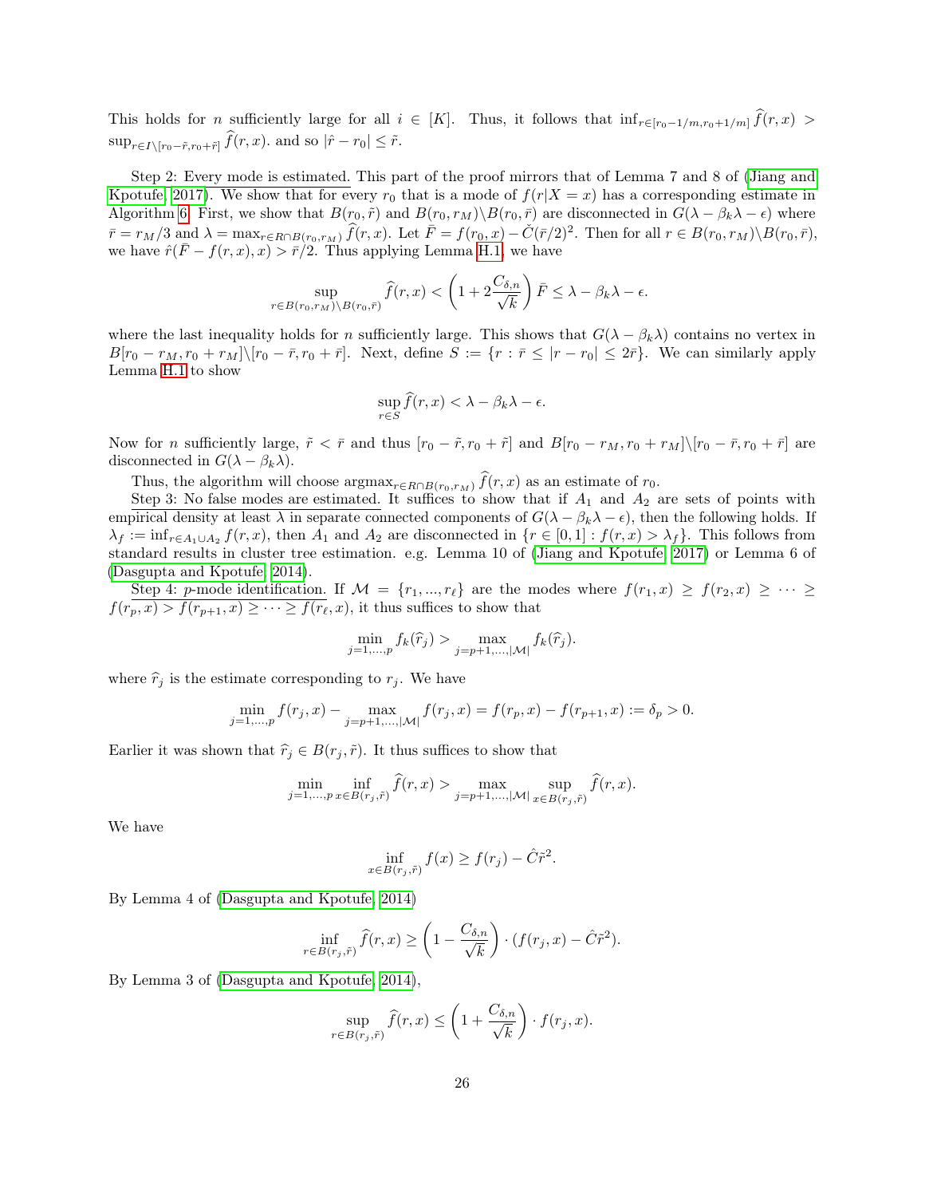This holds for $n$ sufficiently large for all $i \in [K]$. Thus, it follows that $\inf_{r\in[r_0-1/m,r_0+1/m]} \widehat{f}(r,x) > \sup_{r\in I\setminus[r_0-\tilde{r},r_0+\tilde{r}]} \widehat{f}(r,x)$. and so $|\hat{r} - r_0| \leq \tilde{r}$.

Step 2: Every mode is estimated. This part of the proof mirrors that of Lemma 7 and 8 of (Jiang and Kpotufe, 2017). We show that for every $r_0$ that is a mode of $f(r|X = x)$ has a corresponding estimate in Algorithm 6. First, we show that $B(r_0, \tilde{r})$ and $B(r_0, r_M)\setminus B(r_0, \bar{r})$ are disconnected in $G(\lambda - \beta_k\lambda - \epsilon)$ where $\bar{r} = r_M/3$ and $\lambda = \max_{r\in R\cap B(r_0,r_M)} \widehat{f}(r,x)$. Let $\bar{F} = f(r_0, x) - \check{C}(\bar{r}/2)^2$. Then for all $r \in B(r_0, r_M)\setminus B(r_0, \bar{r})$, we have $\hat{r}(\bar{F} - f(r,x), x) > \bar{r}/2$. Thus applying Lemma H.1, we have

$$\sup_{r\in B(r_0,r_M)\setminus B(r_0,\bar{r})} \widehat{f}(r,x) < \left(1 + 2\frac{C_{\delta,n}}{\sqrt{k}}\right)\bar{F} \leq \lambda - \beta_k\lambda - \epsilon.$$

where the last inequality holds for $n$ sufficiently large. This shows that $G(\lambda - \beta_k\lambda)$ contains no vertex in $B[r_0 - r_M, r_0 + r_M]\setminus[r_0 - \bar{r}, r_0 + \bar{r}]$. Next, define $S := \{r : \bar{r} \leq |r - r_0| \leq 2\bar{r}\}$. We can similarly apply Lemma H.1 to show

$$\sup_{r\in S} \widehat{f}(r,x) < \lambda - \beta_k\lambda - \epsilon.$$

Now for $n$ sufficiently large, $\tilde{r} < \bar{r}$ and thus $[r_0 - \tilde{r}, r_0 + \tilde{r}]$ and $B[r_0 - r_M, r_0 + r_M]\setminus[r_0 - \bar{r}, r_0 + \bar{r}]$ are disconnected in $G(\lambda - \beta_k\lambda)$.

Thus, the algorithm will choose $\text{argmax}_{r\in R\cap B(r_0,r_M)} \widehat{f}(r,x)$ as an estimate of $r_0$.

Step 3: No false modes are estimated. It suffices to show that if $A_1$ and $A_2$ are sets of points with empirical density at least $\lambda$ in separate connected components of $G(\lambda - \beta_k\lambda - \epsilon)$, then the following holds. If $\lambda_f := \inf_{r\in A_1\cup A_2} f(r,x)$, then $A_1$ and $A_2$ are disconnected in $\{r \in [0,1] : f(r,x) > \lambda_f\}$. This follows from standard results in cluster tree estimation. e.g. Lemma 10 of (Jiang and Kpotufe, 2017) or Lemma 6 of (Dasgupta and Kpotufe, 2014).

Step 4: $p$-mode identification. If $\mathcal{M} = \{r_1, ..., r_\ell\}$ are the modes where $f(r_1, x) \geq f(r_2, x) \geq \cdots \geq f(r_p, x) > f(r_{p+1}, x) \geq \cdots \geq f(r_\ell, x)$, it thus suffices to show that

$$\min_{j=1,...,p} f_k(\widehat{r}_j) > \max_{j=p+1,...,|\mathcal{M}|} f_k(\widehat{r}_j).$$

where $\widehat{r}_j$ is the estimate corresponding to $r_j$. We have

$$\min_{j=1,...,p} f(r_j, x) - \max_{j=p+1,...,|\mathcal{M}|} f(r_j, x) = f(r_p, x) - f(r_{p+1}, x) := \delta_p > 0.$$

Earlier it was shown that $\widehat{r}_j \in B(r_j, \tilde{r})$. It thus suffices to show that

$$\min_{j=1,...,p} \inf_{x\in B(r_j,\tilde{r})} \widehat{f}(r,x) > \max_{j=p+1,...,|\mathcal{M}|} \sup_{x\in B(r_j,\tilde{r})} \widehat{f}(r,x).$$

We have

$$\inf_{x\in B(r_j,\tilde{r})} f(x) \geq f(r_j) - \hat{C}\tilde{r}^2.$$

By Lemma 4 of (Dasgupta and Kpotufe, 2014)

$$\inf_{r\in B(r_j,\tilde{r})} \widehat{f}(r,x) \geq \left(1 - \frac{C_{\delta,n}}{\sqrt{k}}\right) \cdot (f(r_j, x) - \hat{C}\tilde{r}^2).$$

By Lemma 3 of (Dasgupta and Kpotufe, 2014),

$$\sup_{r\in B(r_j,\tilde{r})} \widehat{f}(r,x) \leq \left(1 + \frac{C_{\delta,n}}{\sqrt{k}}\right) \cdot f(r_j, x).$$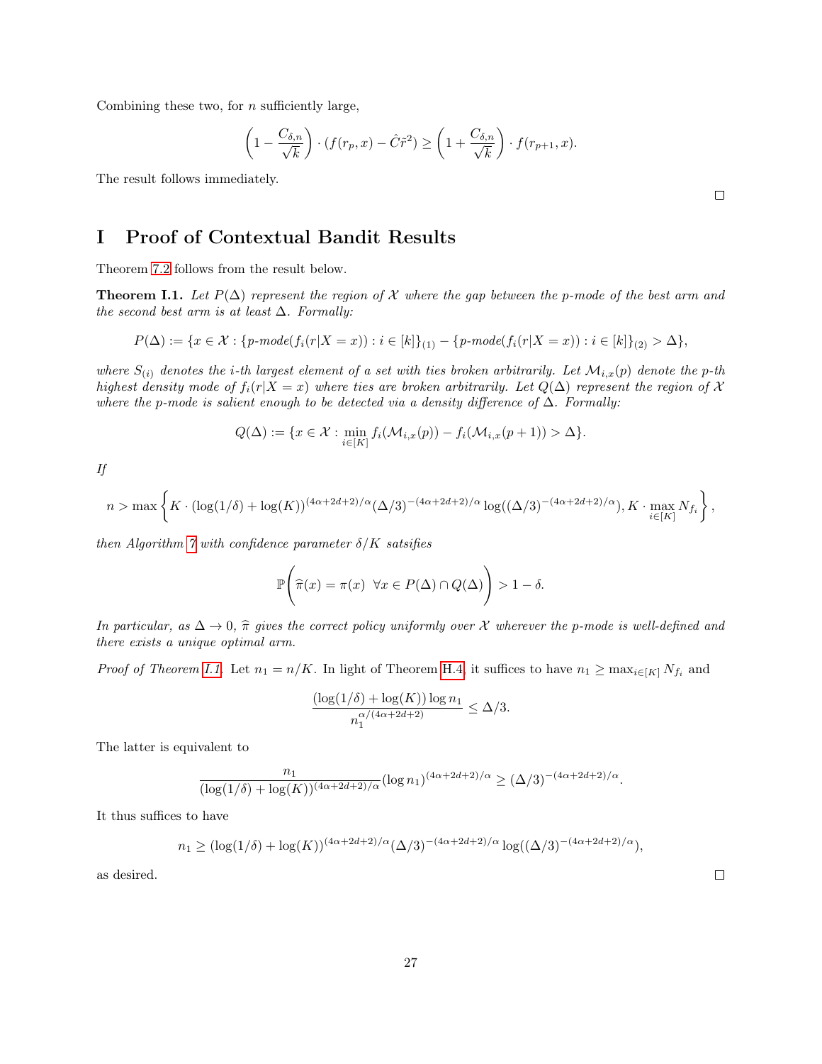Combining these two, for $n$ sufficiently large,

$$\left(1 - \frac{C_{\delta,n}}{\sqrt{k}}\right) \cdot (f(r_p, x) - \hat{C}\tilde{r}^2) \geq \left(1 + \frac{C_{\delta,n}}{\sqrt{k}}\right) \cdot f(r_{p+1}, x).$$

The result follows immediately.

□

# I Proof of Contextual Bandit Results

Theorem 7.2 follows from the result below.

**Theorem I.1.** *Let $P(\Delta)$ represent the region of $\mathcal{X}$ where the gap between the p-mode of the best arm and the second best arm is at least $\Delta$. Formally:*

$$P(\Delta) := \{x \in \mathcal{X} : \{p\text{-}mode(f_i(r|X = x)) : i \in [k]\}_{(1)} - \{p\text{-}mode(f_i(r|X = x)) : i \in [k]\}_{(2)} > \Delta\},$$

*where $S_{(i)}$ denotes the i-th largest element of a set with ties broken arbitrarily. Let $\mathcal{M}_{i,x}(p)$ denote the p-th highest density mode of $f_i(r|X = x)$ where ties are broken arbitrarily. Let $Q(\Delta)$ represent the region of $\mathcal{X}$ where the p-mode is salient enough to be detected via a density difference of $\Delta$. Formally:*

$$Q(\Delta) := \{x \in \mathcal{X} : \min_{i \in [K]} f_i(\mathcal{M}_{i,x}(p)) - f_i(\mathcal{M}_{i,x}(p + 1)) > \Delta\}.$$

*If*

$$n > \max\left\{K \cdot (\log(1/\delta) + \log(K))^{(4\alpha+2d+2)/\alpha}(\Delta/3)^{-(4\alpha+2d+2)/\alpha} \log((\Delta/3)^{-(4\alpha+2d+2)/\alpha}), K \cdot \max_{i\in[K]} N_{f_i}\right\},$$

*then Algorithm 7 with confidence parameter $\delta/K$ satsifies*

$$\mathbb{P}\left(\widehat{\pi}(x) = \pi(x) \;\; \forall x \in P(\Delta) \cap Q(\Delta)\right) > 1 - \delta.$$

*In particular, as $\Delta \to 0$, $\widehat{\pi}$ gives the correct policy uniformly over $\mathcal{X}$ wherever the p-mode is well-defined and there exists a unique optimal arm.*

*Proof of Theorem I.1.* Let $n_1 = n/K$. In light of Theorem H.4, it suffices to have $n_1 \geq \max_{i\in[K]} N_{f_i}$ and

$$\frac{(\log(1/\delta) + \log(K)) \log n_1}{n_1^{\alpha/(4\alpha+2d+2)}} \leq \Delta/3.$$

The latter is equivalent to

$$\frac{n_1}{(\log(1/\delta) + \log(K))^{(4\alpha+2d+2)/\alpha}}(\log n_1)^{(4\alpha+2d+2)/\alpha} \geq (\Delta/3)^{-(4\alpha+2d+2)/\alpha}.$$

It thus suffices to have

$$n_1 \geq (\log(1/\delta) + \log(K))^{(4\alpha+2d+2)/\alpha}(\Delta/3)^{-(4\alpha+2d+2)/\alpha} \log((\Delta/3)^{-(4\alpha+2d+2)/\alpha}),$$

as desired.

□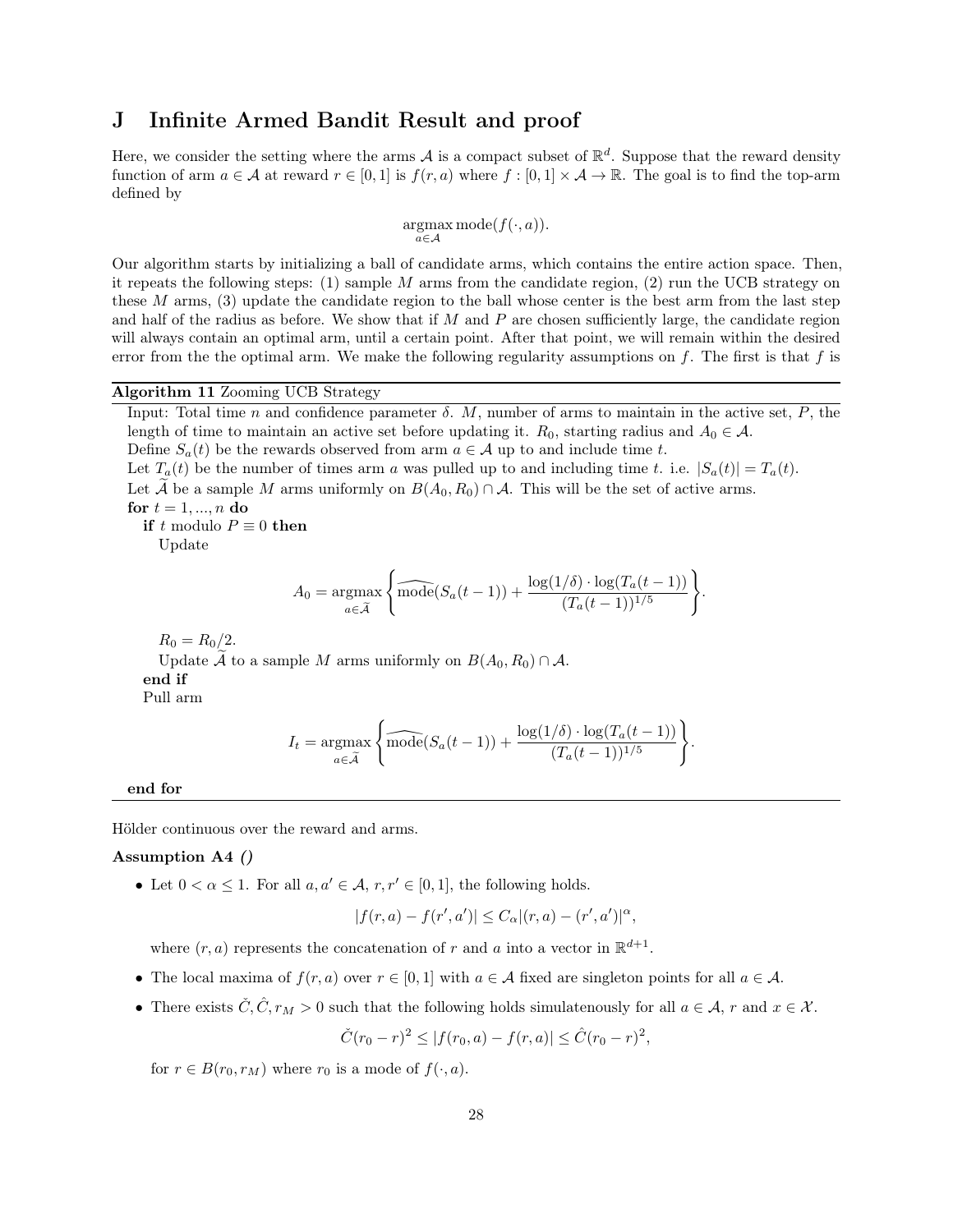## J Infinite Armed Bandit Result and proof

Here, we consider the setting where the arms $\mathcal{A}$ is a compact subset of $\mathbb{R}^d$. Suppose that the reward density function of arm $a \in \mathcal{A}$ at reward $r \in [0,1]$ is $f(r,a)$ where $f : [0,1] \times \mathcal{A} \to \mathbb{R}$. The goal is to find the top-arm defined by

$$\operatorname*{argmax}_{a \in \mathcal{A}} \operatorname{mode}(f(\cdot, a)).$$

Our algorithm starts by initializing a ball of candidate arms, which contains the entire action space. Then, it repeats the following steps: (1) sample $M$ arms from the candidate region, (2) run the UCB strategy on these $M$ arms, (3) update the candidate region to the ball whose center is the best arm from the last step and half of the radius as before. We show that if $M$ and $P$ are chosen sufficiently large, the candidate region will always contain an optimal arm, until a certain point. After that point, we will remain within the desired error from the the optimal arm. We make the following regularity assumptions on $f$. The first is that $f$ is Hölder continuous over the reward and arms.

---

**Algorithm 11** Zooming UCB Strategy

Input: Total time $n$ and confidence parameter $\delta$. $M$, number of arms to maintain in the active set, $P$, the length of time to maintain an active set before updating it. $R_0$, starting radius and $A_0 \in \mathcal{A}$.
Define $S_a(t)$ be the rewards observed from arm $a \in \mathcal{A}$ up to and include time $t$.
Let $T_a(t)$ be the number of times arm $a$ was pulled up to and including time $t$. i.e. $|S_a(t)| = T_a(t)$.
Let $\widetilde{\mathcal{A}}$ be a sample $M$ arms uniformly on $B(A_0, R_0) \cap \mathcal{A}$. This will be the set of active arms.
**for** $t = 1, ..., n$ **do**
  **if** $t$ modulo $P \equiv 0$ **then**
    Update

$$A_0 = \operatorname*{argmax}_{a \in \widetilde{\mathcal{A}}} \left\{ \widehat{\operatorname{mode}}(S_a(t-1)) + \frac{\log(1/\delta) \cdot \log(T_a(t-1))}{(T_a(t-1))^{1/5}} \right\}.$$

    $R_0 = R_0/2$.
    Update $\widetilde{\mathcal{A}}$ to a sample $M$ arms uniformly on $B(A_0, R_0) \cap \mathcal{A}$.
  **end if**
  Pull arm

$$I_t = \operatorname*{argmax}_{a \in \widetilde{\mathcal{A}}} \left\{ \widehat{\operatorname{mode}}(S_a(t-1)) + \frac{\log(1/\delta) \cdot \log(T_a(t-1))}{(T_a(t-1))^{1/5}} \right\}.$$

**end for**

---

**Assumption A4** *()*

- Let $0 < \alpha \leq 1$. For all $a, a' \in \mathcal{A}$, $r, r' \in [0,1]$, the following holds.

$$|f(r,a) - f(r',a')| \leq C_\alpha |(r,a) - (r',a')|^\alpha,$$

  where $(r,a)$ represents the concatenation of $r$ and $a$ into a vector in $\mathbb{R}^{d+1}$.

- The local maxima of $f(r,a)$ over $r \in [0,1]$ with $a \in \mathcal{A}$ fixed are singleton points for all $a \in \mathcal{A}$.

- There exists $\check{C}, \hat{C}, r_M > 0$ such that the following holds simulatenously for all $a \in \mathcal{A}$, $r$ and $x \in \mathcal{X}$.

$$\check{C}(r_0 - r)^2 \leq |f(r_0, a) - f(r, a)| \leq \hat{C}(r_0 - r)^2,$$

  for $r \in B(r_0, r_M)$ where $r_0$ is a mode of $f(\cdot, a)$.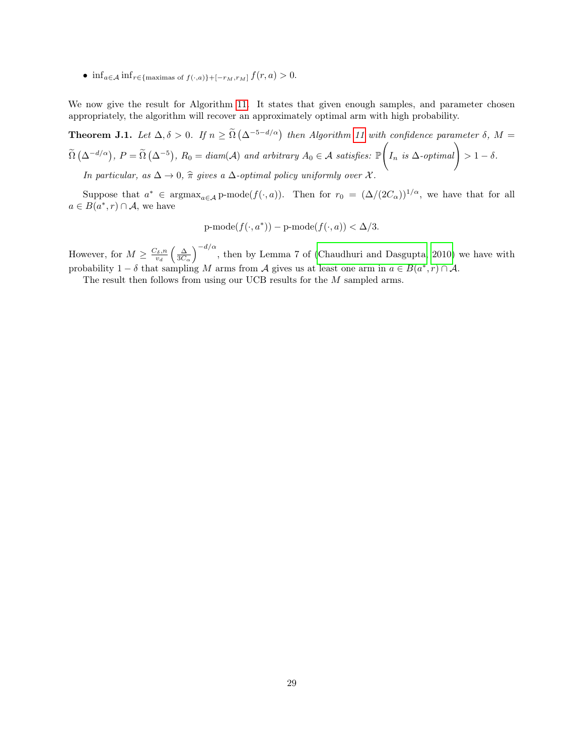- $\inf_{a\in\mathcal{A}} \inf_{r\in\{\text{maximas of } f(\cdot,a)\}+[-r_M,r_M]} f(r,a) > 0$.

We now give the result for Algorithm 11. It states that given enough samples, and parameter chosen appropriately, the algorithm will recover an approximately optimal arm with high probability.

**Theorem J.1.** *Let $\Delta, \delta > 0$. If $n \geq \widetilde{\Omega}\left(\Delta^{-5-d/\alpha}\right)$ then Algorithm 11 with confidence parameter $\delta$, $M = \widetilde{\Omega}\left(\Delta^{-d/\alpha}\right)$, $P = \widetilde{\Omega}\left(\Delta^{-5}\right)$, $R_0 = diam(\mathcal{A})$ and arbitrary $A_0 \in \mathcal{A}$ satisfies: $\mathbb{P}\left(I_n \text{ is } \Delta\text{-optimal}\right) > 1 - \delta$.*

*In particular, as $\Delta \to 0$, $\widehat{\pi}$ gives a $\Delta$-optimal policy uniformly over $\mathcal{X}$.*

Suppose that $a^* \in \operatorname{argmax}_{a\in\mathcal{A}} \text{p-mode}(f(\cdot,a))$. Then for $r_0 = (\Delta/(2C_\alpha))^{1/\alpha}$, we have that for all $a \in B(a^*, r) \cap \mathcal{A}$, we have

$$\text{p-mode}(f(\cdot,a^*)) - \text{p-mode}(f(\cdot,a)) < \Delta/3.$$

However, for $M \geq \frac{C_{\delta,n}}{v_d}\left(\frac{\Delta}{3C_\alpha}\right)^{-d/\alpha}$, then by Lemma 7 of (Chaudhuri and Dasgupta, 2010) we have with probability $1-\delta$ that sampling $M$ arms from $\mathcal{A}$ gives us at least one arm in $a \in B(a^*, r) \cap \mathcal{A}$.

The result then follows from using our UCB results for the $M$ sampled arms.